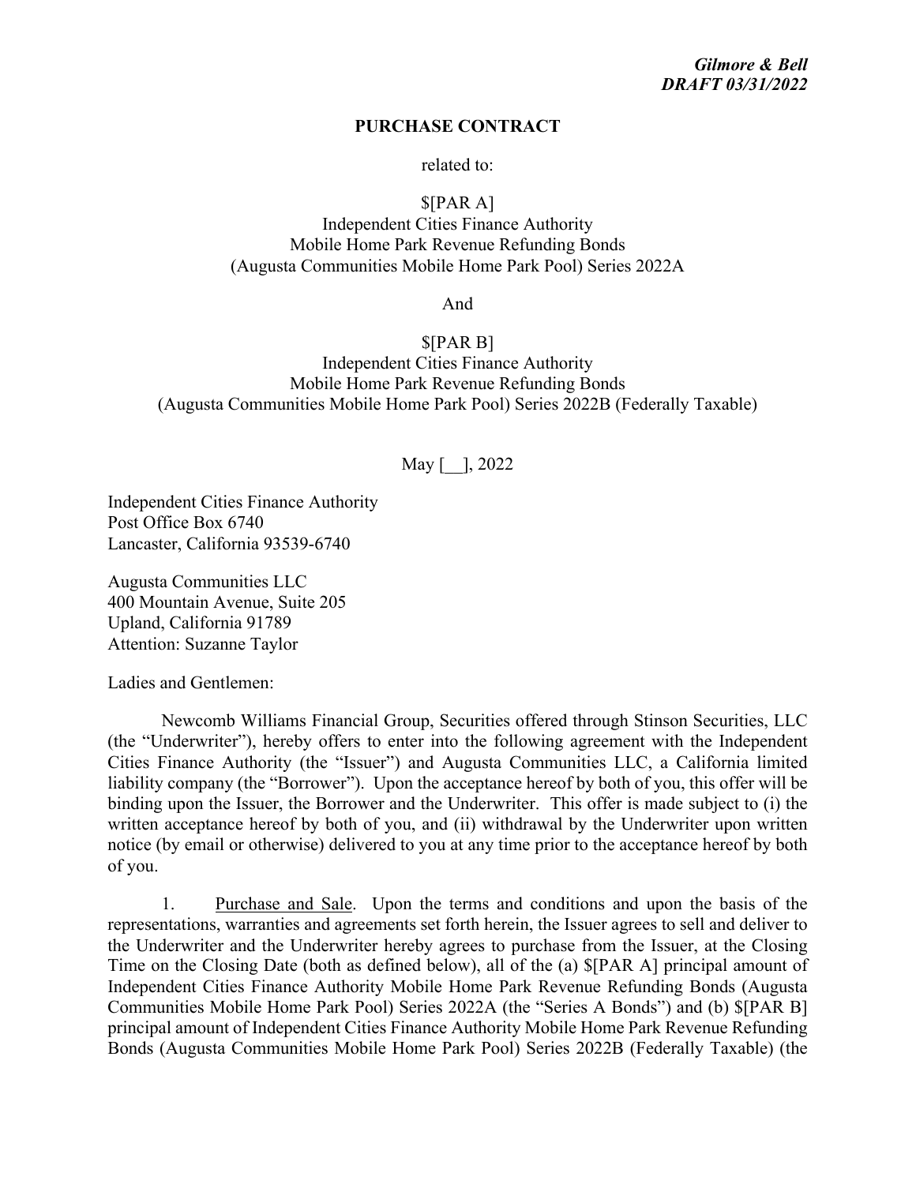*Gilmore & Bell*
*DRAFT 03/31/2022*

**PURCHASE CONTRACT**

related to:

$[PAR A]
Independent Cities Finance Authority
Mobile Home Park Revenue Refunding Bonds
(Augusta Communities Mobile Home Park Pool) Series 2022A

And

$[PAR B]
Independent Cities Finance Authority
Mobile Home Park Revenue Refunding Bonds
(Augusta Communities Mobile Home Park Pool) Series 2022B (Federally Taxable)

May [__], 2022

Independent Cities Finance Authority
Post Office Box 6740
Lancaster, California 93539-6740

Augusta Communities LLC
400 Mountain Avenue, Suite 205
Upland, California 91789
Attention: Suzanne Taylor

Ladies and Gentlemen:

Newcomb Williams Financial Group, Securities offered through Stinson Securities, LLC (the "Underwriter"), hereby offers to enter into the following agreement with the Independent Cities Finance Authority (the "Issuer") and Augusta Communities LLC, a California limited liability company (the "Borrower"). Upon the acceptance hereof by both of you, this offer will be binding upon the Issuer, the Borrower and the Underwriter. This offer is made subject to (i) the written acceptance hereof by both of you, and (ii) withdrawal by the Underwriter upon written notice (by email or otherwise) delivered to you at any time prior to the acceptance hereof by both of you.

1. Purchase and Sale. Upon the terms and conditions and upon the basis of the representations, warranties and agreements set forth herein, the Issuer agrees to sell and deliver to the Underwriter and the Underwriter hereby agrees to purchase from the Issuer, at the Closing Time on the Closing Date (both as defined below), all of the (a) $[PAR A] principal amount of Independent Cities Finance Authority Mobile Home Park Revenue Refunding Bonds (Augusta Communities Mobile Home Park Pool) Series 2022A (the "Series A Bonds") and (b) $[PAR B] principal amount of Independent Cities Finance Authority Mobile Home Park Revenue Refunding Bonds (Augusta Communities Mobile Home Park Pool) Series 2022B (Federally Taxable) (the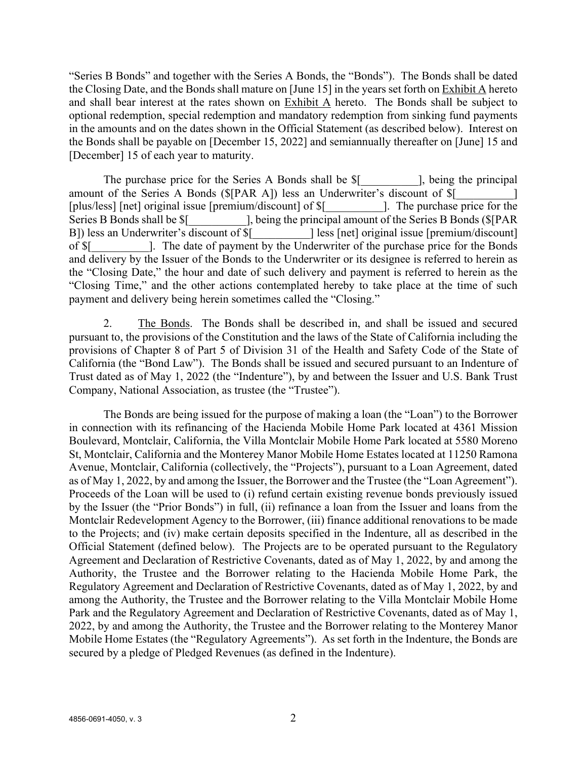"Series B Bonds" and together with the Series A Bonds, the "Bonds"). The Bonds shall be dated the Closing Date, and the Bonds shall mature on [June 15] in the years set forth on Exhibit A hereto and shall bear interest at the rates shown on Exhibit A hereto. The Bonds shall be subject to optional redemption, special redemption and mandatory redemption from sinking fund payments in the amounts and on the dates shown in the Official Statement (as described below). Interest on the Bonds shall be payable on [December 15, 2022] and semiannually thereafter on [June] 15 and [December] 15 of each year to maturity.

The purchase price for the Series A Bonds shall be $[__________], being the principal amount of the Series A Bonds ($[PAR A]) less an Underwriter's discount of $[__________] [plus/less] [net] original issue [premium/discount] of $[__________]. The purchase price for the Series B Bonds shall be $[__________], being the principal amount of the Series B Bonds ($[PAR B]) less an Underwriter's discount of $[__________] less [net] original issue [premium/discount] of $[__________]. The date of payment by the Underwriter of the purchase price for the Bonds and delivery by the Issuer of the Bonds to the Underwriter or its designee is referred to herein as the "Closing Date," the hour and date of such delivery and payment is referred to herein as the "Closing Time," and the other actions contemplated hereby to take place at the time of such payment and delivery being herein sometimes called the "Closing."

2. The Bonds. The Bonds shall be described in, and shall be issued and secured pursuant to, the provisions of the Constitution and the laws of the State of California including the provisions of Chapter 8 of Part 5 of Division 31 of the Health and Safety Code of the State of California (the "Bond Law"). The Bonds shall be issued and secured pursuant to an Indenture of Trust dated as of May 1, 2022 (the "Indenture"), by and between the Issuer and U.S. Bank Trust Company, National Association, as trustee (the "Trustee").

The Bonds are being issued for the purpose of making a loan (the "Loan") to the Borrower in connection with its refinancing of the Hacienda Mobile Home Park located at 4361 Mission Boulevard, Montclair, California, the Villa Montclair Mobile Home Park located at 5580 Moreno St, Montclair, California and the Monterey Manor Mobile Home Estates located at 11250 Ramona Avenue, Montclair, California (collectively, the "Projects"), pursuant to a Loan Agreement, dated as of May 1, 2022, by and among the Issuer, the Borrower and the Trustee (the "Loan Agreement"). Proceeds of the Loan will be used to (i) refund certain existing revenue bonds previously issued by the Issuer (the "Prior Bonds") in full, (ii) refinance a loan from the Issuer and loans from the Montclair Redevelopment Agency to the Borrower, (iii) finance additional renovations to be made to the Projects; and (iv) make certain deposits specified in the Indenture, all as described in the Official Statement (defined below). The Projects are to be operated pursuant to the Regulatory Agreement and Declaration of Restrictive Covenants, dated as of May 1, 2022, by and among the Authority, the Trustee and the Borrower relating to the Hacienda Mobile Home Park, the Regulatory Agreement and Declaration of Restrictive Covenants, dated as of May 1, 2022, by and among the Authority, the Trustee and the Borrower relating to the Villa Montclair Mobile Home Park and the Regulatory Agreement and Declaration of Restrictive Covenants, dated as of May 1, 2022, by and among the Authority, the Trustee and the Borrower relating to the Monterey Manor Mobile Home Estates (the "Regulatory Agreements"). As set forth in the Indenture, the Bonds are secured by a pledge of Pledged Revenues (as defined in the Indenture).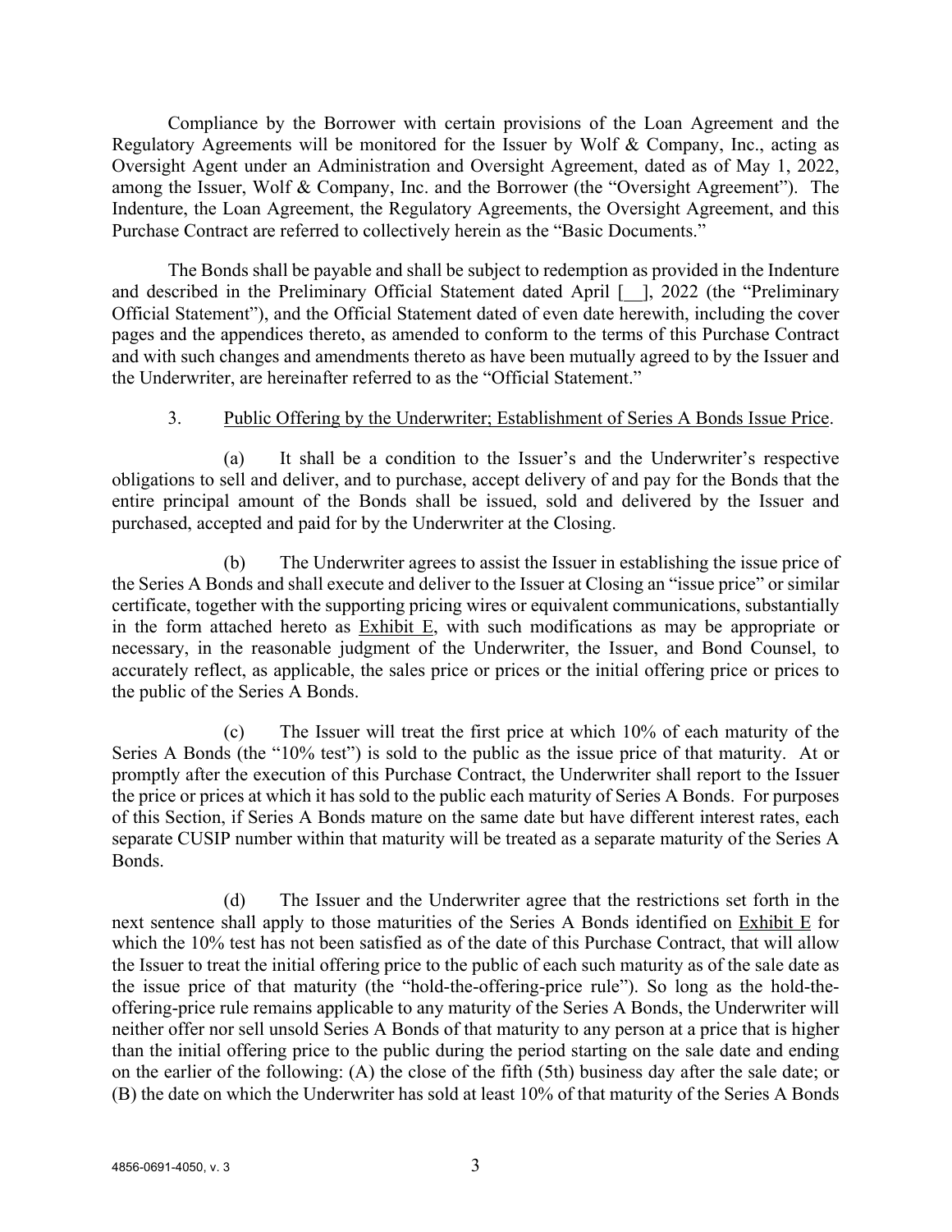Compliance by the Borrower with certain provisions of the Loan Agreement and the Regulatory Agreements will be monitored for the Issuer by Wolf & Company, Inc., acting as Oversight Agent under an Administration and Oversight Agreement, dated as of May 1, 2022, among the Issuer, Wolf & Company, Inc. and the Borrower (the "Oversight Agreement"). The Indenture, the Loan Agreement, the Regulatory Agreements, the Oversight Agreement, and this Purchase Contract are referred to collectively herein as the "Basic Documents."

The Bonds shall be payable and shall be subject to redemption as provided in the Indenture and described in the Preliminary Official Statement dated April [__], 2022 (the "Preliminary Official Statement"), and the Official Statement dated of even date herewith, including the cover pages and the appendices thereto, as amended to conform to the terms of this Purchase Contract and with such changes and amendments thereto as have been mutually agreed to by the Issuer and the Underwriter, are hereinafter referred to as the "Official Statement."

3. Public Offering by the Underwriter; Establishment of Series A Bonds Issue Price.

(a) It shall be a condition to the Issuer's and the Underwriter's respective obligations to sell and deliver, and to purchase, accept delivery of and pay for the Bonds that the entire principal amount of the Bonds shall be issued, sold and delivered by the Issuer and purchased, accepted and paid for by the Underwriter at the Closing.

(b) The Underwriter agrees to assist the Issuer in establishing the issue price of the Series A Bonds and shall execute and deliver to the Issuer at Closing an "issue price" or similar certificate, together with the supporting pricing wires or equivalent communications, substantially in the form attached hereto as Exhibit E, with such modifications as may be appropriate or necessary, in the reasonable judgment of the Underwriter, the Issuer, and Bond Counsel, to accurately reflect, as applicable, the sales price or prices or the initial offering price or prices to the public of the Series A Bonds.

(c) The Issuer will treat the first price at which 10% of each maturity of the Series A Bonds (the "10% test") is sold to the public as the issue price of that maturity. At or promptly after the execution of this Purchase Contract, the Underwriter shall report to the Issuer the price or prices at which it has sold to the public each maturity of Series A Bonds. For purposes of this Section, if Series A Bonds mature on the same date but have different interest rates, each separate CUSIP number within that maturity will be treated as a separate maturity of the Series A Bonds.

(d) The Issuer and the Underwriter agree that the restrictions set forth in the next sentence shall apply to those maturities of the Series A Bonds identified on Exhibit E for which the 10% test has not been satisfied as of the date of this Purchase Contract, that will allow the Issuer to treat the initial offering price to the public of each such maturity as of the sale date as the issue price of that maturity (the "hold-the-offering-price rule"). So long as the hold-the-offering-price rule remains applicable to any maturity of the Series A Bonds, the Underwriter will neither offer nor sell unsold Series A Bonds of that maturity to any person at a price that is higher than the initial offering price to the public during the period starting on the sale date and ending on the earlier of the following: (A) the close of the fifth (5th) business day after the sale date; or (B) the date on which the Underwriter has sold at least 10% of that maturity of the Series A Bonds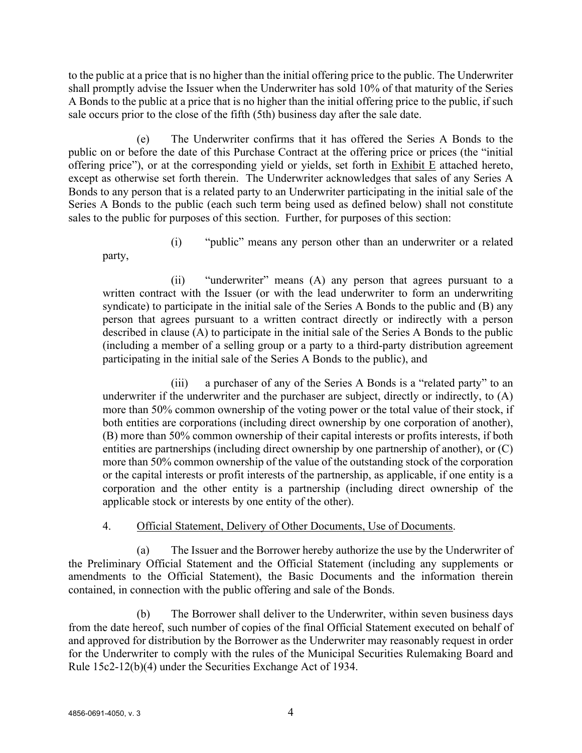to the public at a price that is no higher than the initial offering price to the public. The Underwriter shall promptly advise the Issuer when the Underwriter has sold 10% of that maturity of the Series A Bonds to the public at a price that is no higher than the initial offering price to the public, if such sale occurs prior to the close of the fifth (5th) business day after the sale date.

(e) The Underwriter confirms that it has offered the Series A Bonds to the public on or before the date of this Purchase Contract at the offering price or prices (the "initial offering price"), or at the corresponding yield or yields, set forth in Exhibit E attached hereto, except as otherwise set forth therein. The Underwriter acknowledges that sales of any Series A Bonds to any person that is a related party to an Underwriter participating in the initial sale of the Series A Bonds to the public (each such term being used as defined below) shall not constitute sales to the public for purposes of this section. Further, for purposes of this section:

(i) "public" means any person other than an underwriter or a related party,

(ii) "underwriter" means (A) any person that agrees pursuant to a written contract with the Issuer (or with the lead underwriter to form an underwriting syndicate) to participate in the initial sale of the Series A Bonds to the public and (B) any person that agrees pursuant to a written contract directly or indirectly with a person described in clause (A) to participate in the initial sale of the Series A Bonds to the public (including a member of a selling group or a party to a third-party distribution agreement participating in the initial sale of the Series A Bonds to the public), and

(iii) a purchaser of any of the Series A Bonds is a "related party" to an underwriter if the underwriter and the purchaser are subject, directly or indirectly, to (A) more than 50% common ownership of the voting power or the total value of their stock, if both entities are corporations (including direct ownership by one corporation of another), (B) more than 50% common ownership of their capital interests or profits interests, if both entities are partnerships (including direct ownership by one partnership of another), or (C) more than 50% common ownership of the value of the outstanding stock of the corporation or the capital interests or profit interests of the partnership, as applicable, if one entity is a corporation and the other entity is a partnership (including direct ownership of the applicable stock or interests by one entity of the other).

4. Official Statement, Delivery of Other Documents, Use of Documents.

(a) The Issuer and the Borrower hereby authorize the use by the Underwriter of the Preliminary Official Statement and the Official Statement (including any supplements or amendments to the Official Statement), the Basic Documents and the information therein contained, in connection with the public offering and sale of the Bonds.

(b) The Borrower shall deliver to the Underwriter, within seven business days from the date hereof, such number of copies of the final Official Statement executed on behalf of and approved for distribution by the Borrower as the Underwriter may reasonably request in order for the Underwriter to comply with the rules of the Municipal Securities Rulemaking Board and Rule 15c2-12(b)(4) under the Securities Exchange Act of 1934.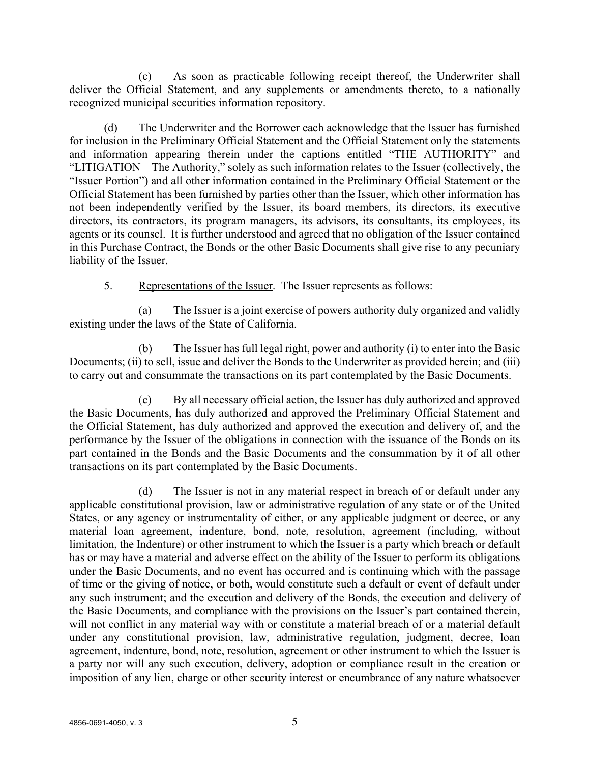(c) As soon as practicable following receipt thereof, the Underwriter shall deliver the Official Statement, and any supplements or amendments thereto, to a nationally recognized municipal securities information repository.

(d) The Underwriter and the Borrower each acknowledge that the Issuer has furnished for inclusion in the Preliminary Official Statement and the Official Statement only the statements and information appearing therein under the captions entitled "THE AUTHORITY" and "LITIGATION – The Authority," solely as such information relates to the Issuer (collectively, the "Issuer Portion") and all other information contained in the Preliminary Official Statement or the Official Statement has been furnished by parties other than the Issuer, which other information has not been independently verified by the Issuer, its board members, its directors, its executive directors, its contractors, its program managers, its advisors, its consultants, its employees, its agents or its counsel. It is further understood and agreed that no obligation of the Issuer contained in this Purchase Contract, the Bonds or the other Basic Documents shall give rise to any pecuniary liability of the Issuer.

5. Representations of the Issuer. The Issuer represents as follows:

(a) The Issuer is a joint exercise of powers authority duly organized and validly existing under the laws of the State of California.

(b) The Issuer has full legal right, power and authority (i) to enter into the Basic Documents; (ii) to sell, issue and deliver the Bonds to the Underwriter as provided herein; and (iii) to carry out and consummate the transactions on its part contemplated by the Basic Documents.

(c) By all necessary official action, the Issuer has duly authorized and approved the Basic Documents, has duly authorized and approved the Preliminary Official Statement and the Official Statement, has duly authorized and approved the execution and delivery of, and the performance by the Issuer of the obligations in connection with the issuance of the Bonds on its part contained in the Bonds and the Basic Documents and the consummation by it of all other transactions on its part contemplated by the Basic Documents.

(d) The Issuer is not in any material respect in breach of or default under any applicable constitutional provision, law or administrative regulation of any state or of the United States, or any agency or instrumentality of either, or any applicable judgment or decree, or any material loan agreement, indenture, bond, note, resolution, agreement (including, without limitation, the Indenture) or other instrument to which the Issuer is a party which breach or default has or may have a material and adverse effect on the ability of the Issuer to perform its obligations under the Basic Documents, and no event has occurred and is continuing which with the passage of time or the giving of notice, or both, would constitute such a default or event of default under any such instrument; and the execution and delivery of the Bonds, the execution and delivery of the Basic Documents, and compliance with the provisions on the Issuer's part contained therein, will not conflict in any material way with or constitute a material breach of or a material default under any constitutional provision, law, administrative regulation, judgment, decree, loan agreement, indenture, bond, note, resolution, agreement or other instrument to which the Issuer is a party nor will any such execution, delivery, adoption or compliance result in the creation or imposition of any lien, charge or other security interest or encumbrance of any nature whatsoever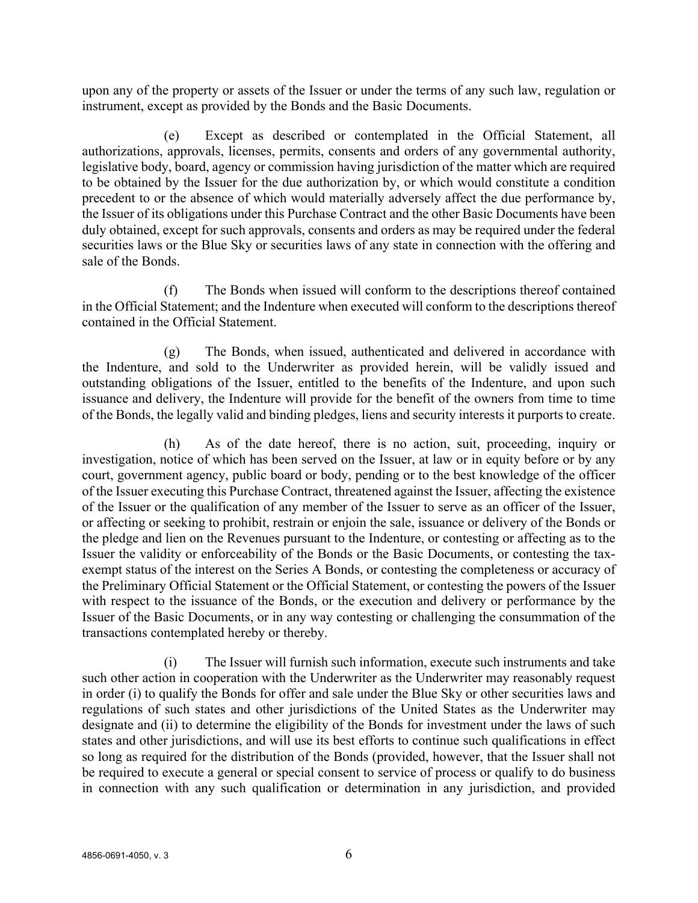upon any of the property or assets of the Issuer or under the terms of any such law, regulation or instrument, except as provided by the Bonds and the Basic Documents.

(e) Except as described or contemplated in the Official Statement, all authorizations, approvals, licenses, permits, consents and orders of any governmental authority, legislative body, board, agency or commission having jurisdiction of the matter which are required to be obtained by the Issuer for the due authorization by, or which would constitute a condition precedent to or the absence of which would materially adversely affect the due performance by, the Issuer of its obligations under this Purchase Contract and the other Basic Documents have been duly obtained, except for such approvals, consents and orders as may be required under the federal securities laws or the Blue Sky or securities laws of any state in connection with the offering and sale of the Bonds.

(f) The Bonds when issued will conform to the descriptions thereof contained in the Official Statement; and the Indenture when executed will conform to the descriptions thereof contained in the Official Statement.

(g) The Bonds, when issued, authenticated and delivered in accordance with the Indenture, and sold to the Underwriter as provided herein, will be validly issued and outstanding obligations of the Issuer, entitled to the benefits of the Indenture, and upon such issuance and delivery, the Indenture will provide for the benefit of the owners from time to time of the Bonds, the legally valid and binding pledges, liens and security interests it purports to create.

(h) As of the date hereof, there is no action, suit, proceeding, inquiry or investigation, notice of which has been served on the Issuer, at law or in equity before or by any court, government agency, public board or body, pending or to the best knowledge of the officer of the Issuer executing this Purchase Contract, threatened against the Issuer, affecting the existence of the Issuer or the qualification of any member of the Issuer to serve as an officer of the Issuer, or affecting or seeking to prohibit, restrain or enjoin the sale, issuance or delivery of the Bonds or the pledge and lien on the Revenues pursuant to the Indenture, or contesting or affecting as to the Issuer the validity or enforceability of the Bonds or the Basic Documents, or contesting the tax-exempt status of the interest on the Series A Bonds, or contesting the completeness or accuracy of the Preliminary Official Statement or the Official Statement, or contesting the powers of the Issuer with respect to the issuance of the Bonds, or the execution and delivery or performance by the Issuer of the Basic Documents, or in any way contesting or challenging the consummation of the transactions contemplated hereby or thereby.

(i) The Issuer will furnish such information, execute such instruments and take such other action in cooperation with the Underwriter as the Underwriter may reasonably request in order (i) to qualify the Bonds for offer and sale under the Blue Sky or other securities laws and regulations of such states and other jurisdictions of the United States as the Underwriter may designate and (ii) to determine the eligibility of the Bonds for investment under the laws of such states and other jurisdictions, and will use its best efforts to continue such qualifications in effect so long as required for the distribution of the Bonds (provided, however, that the Issuer shall not be required to execute a general or special consent to service of process or qualify to do business in connection with any such qualification or determination in any jurisdiction, and provided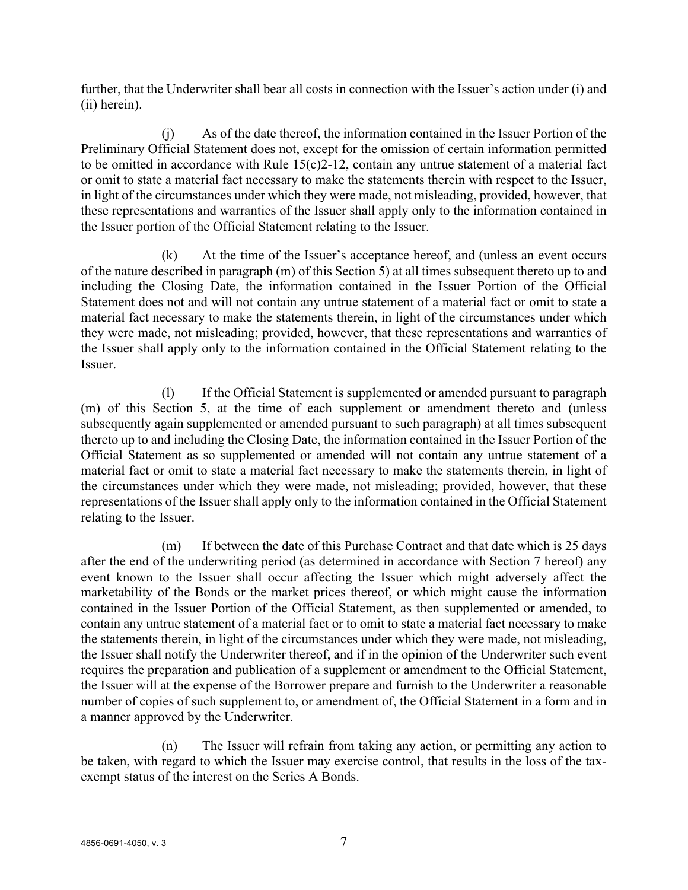further, that the Underwriter shall bear all costs in connection with the Issuer's action under (i) and (ii) herein).

(j) As of the date thereof, the information contained in the Issuer Portion of the Preliminary Official Statement does not, except for the omission of certain information permitted to be omitted in accordance with Rule 15(c)2-12, contain any untrue statement of a material fact or omit to state a material fact necessary to make the statements therein with respect to the Issuer, in light of the circumstances under which they were made, not misleading, provided, however, that these representations and warranties of the Issuer shall apply only to the information contained in the Issuer portion of the Official Statement relating to the Issuer.

(k) At the time of the Issuer's acceptance hereof, and (unless an event occurs of the nature described in paragraph (m) of this Section 5) at all times subsequent thereto up to and including the Closing Date, the information contained in the Issuer Portion of the Official Statement does not and will not contain any untrue statement of a material fact or omit to state a material fact necessary to make the statements therein, in light of the circumstances under which they were made, not misleading; provided, however, that these representations and warranties of the Issuer shall apply only to the information contained in the Official Statement relating to the Issuer.

(l) If the Official Statement is supplemented or amended pursuant to paragraph (m) of this Section 5, at the time of each supplement or amendment thereto and (unless subsequently again supplemented or amended pursuant to such paragraph) at all times subsequent thereto up to and including the Closing Date, the information contained in the Issuer Portion of the Official Statement as so supplemented or amended will not contain any untrue statement of a material fact or omit to state a material fact necessary to make the statements therein, in light of the circumstances under which they were made, not misleading; provided, however, that these representations of the Issuer shall apply only to the information contained in the Official Statement relating to the Issuer.

(m) If between the date of this Purchase Contract and that date which is 25 days after the end of the underwriting period (as determined in accordance with Section 7 hereof) any event known to the Issuer shall occur affecting the Issuer which might adversely affect the marketability of the Bonds or the market prices thereof, or which might cause the information contained in the Issuer Portion of the Official Statement, as then supplemented or amended, to contain any untrue statement of a material fact or to omit to state a material fact necessary to make the statements therein, in light of the circumstances under which they were made, not misleading, the Issuer shall notify the Underwriter thereof, and if in the opinion of the Underwriter such event requires the preparation and publication of a supplement or amendment to the Official Statement, the Issuer will at the expense of the Borrower prepare and furnish to the Underwriter a reasonable number of copies of such supplement to, or amendment of, the Official Statement in a form and in a manner approved by the Underwriter.

(n) The Issuer will refrain from taking any action, or permitting any action to be taken, with regard to which the Issuer may exercise control, that results in the loss of the tax-exempt status of the interest on the Series A Bonds.

4856-0691-4050, v. 3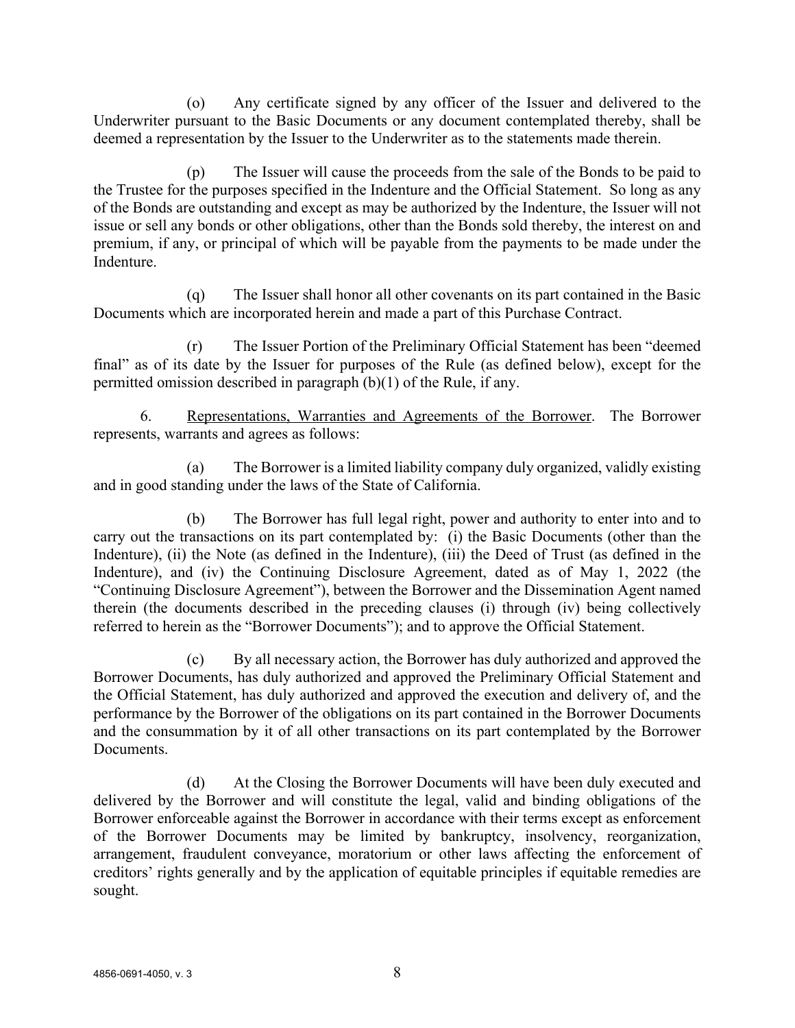(o) Any certificate signed by any officer of the Issuer and delivered to the Underwriter pursuant to the Basic Documents or any document contemplated thereby, shall be deemed a representation by the Issuer to the Underwriter as to the statements made therein.

(p) The Issuer will cause the proceeds from the sale of the Bonds to be paid to the Trustee for the purposes specified in the Indenture and the Official Statement. So long as any of the Bonds are outstanding and except as may be authorized by the Indenture, the Issuer will not issue or sell any bonds or other obligations, other than the Bonds sold thereby, the interest on and premium, if any, or principal of which will be payable from the payments to be made under the Indenture.

(q) The Issuer shall honor all other covenants on its part contained in the Basic Documents which are incorporated herein and made a part of this Purchase Contract.

(r) The Issuer Portion of the Preliminary Official Statement has been "deemed final" as of its date by the Issuer for purposes of the Rule (as defined below), except for the permitted omission described in paragraph (b)(1) of the Rule, if any.

6. Representations, Warranties and Agreements of the Borrower. The Borrower represents, warrants and agrees as follows:

(a) The Borrower is a limited liability company duly organized, validly existing and in good standing under the laws of the State of California.

(b) The Borrower has full legal right, power and authority to enter into and to carry out the transactions on its part contemplated by: (i) the Basic Documents (other than the Indenture), (ii) the Note (as defined in the Indenture), (iii) the Deed of Trust (as defined in the Indenture), and (iv) the Continuing Disclosure Agreement, dated as of May 1, 2022 (the "Continuing Disclosure Agreement"), between the Borrower and the Dissemination Agent named therein (the documents described in the preceding clauses (i) through (iv) being collectively referred to herein as the "Borrower Documents"); and to approve the Official Statement.

(c) By all necessary action, the Borrower has duly authorized and approved the Borrower Documents, has duly authorized and approved the Preliminary Official Statement and the Official Statement, has duly authorized and approved the execution and delivery of, and the performance by the Borrower of the obligations on its part contained in the Borrower Documents and the consummation by it of all other transactions on its part contemplated by the Borrower Documents.

(d) At the Closing the Borrower Documents will have been duly executed and delivered by the Borrower and will constitute the legal, valid and binding obligations of the Borrower enforceable against the Borrower in accordance with their terms except as enforcement of the Borrower Documents may be limited by bankruptcy, insolvency, reorganization, arrangement, fraudulent conveyance, moratorium or other laws affecting the enforcement of creditors' rights generally and by the application of equitable principles if equitable remedies are sought.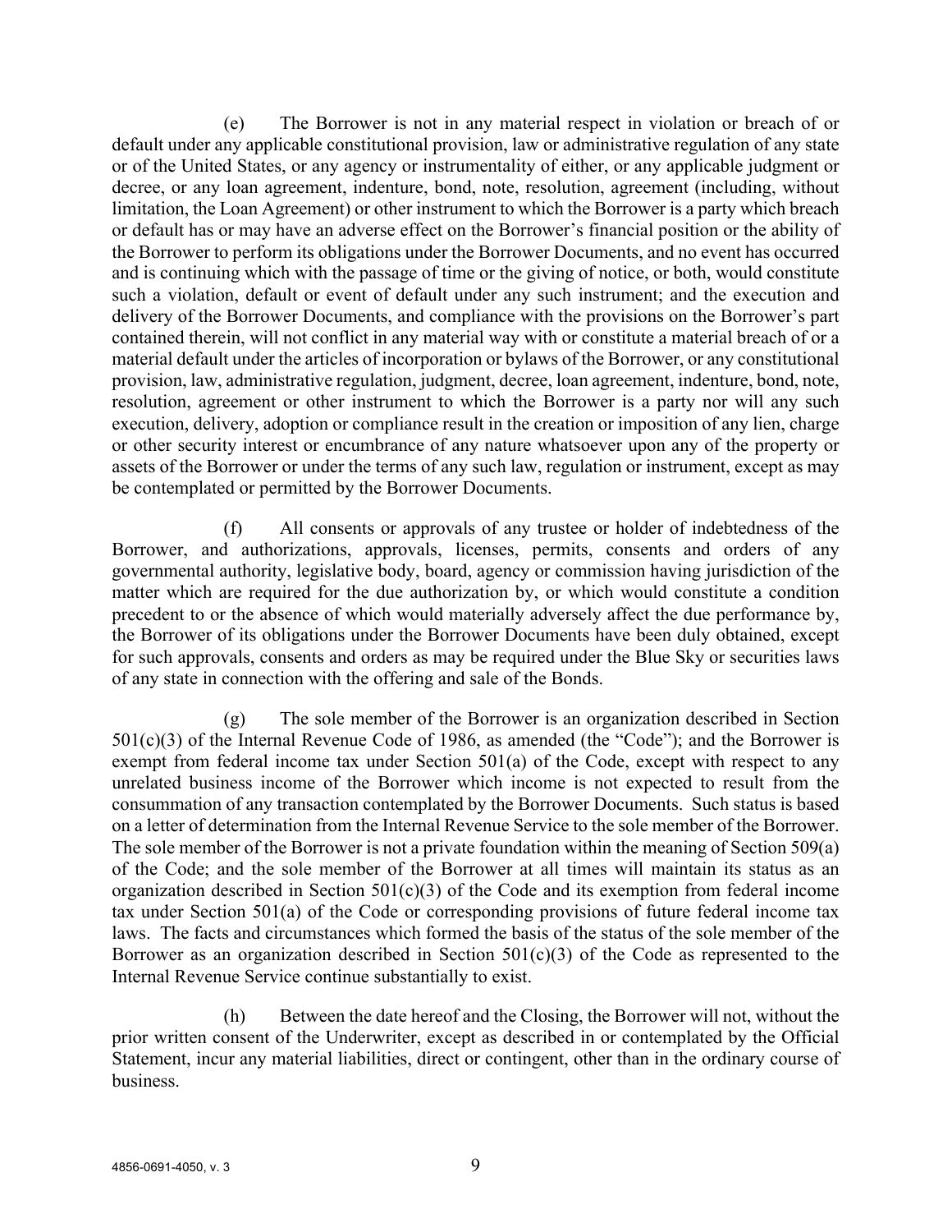(e) The Borrower is not in any material respect in violation or breach of or default under any applicable constitutional provision, law or administrative regulation of any state or of the United States, or any agency or instrumentality of either, or any applicable judgment or decree, or any loan agreement, indenture, bond, note, resolution, agreement (including, without limitation, the Loan Agreement) or other instrument to which the Borrower is a party which breach or default has or may have an adverse effect on the Borrower's financial position or the ability of the Borrower to perform its obligations under the Borrower Documents, and no event has occurred and is continuing which with the passage of time or the giving of notice, or both, would constitute such a violation, default or event of default under any such instrument; and the execution and delivery of the Borrower Documents, and compliance with the provisions on the Borrower's part contained therein, will not conflict in any material way with or constitute a material breach of or a material default under the articles of incorporation or bylaws of the Borrower, or any constitutional provision, law, administrative regulation, judgment, decree, loan agreement, indenture, bond, note, resolution, agreement or other instrument to which the Borrower is a party nor will any such execution, delivery, adoption or compliance result in the creation or imposition of any lien, charge or other security interest or encumbrance of any nature whatsoever upon any of the property or assets of the Borrower or under the terms of any such law, regulation or instrument, except as may be contemplated or permitted by the Borrower Documents.

(f) All consents or approvals of any trustee or holder of indebtedness of the Borrower, and authorizations, approvals, licenses, permits, consents and orders of any governmental authority, legislative body, board, agency or commission having jurisdiction of the matter which are required for the due authorization by, or which would constitute a condition precedent to or the absence of which would materially adversely affect the due performance by, the Borrower of its obligations under the Borrower Documents have been duly obtained, except for such approvals, consents and orders as may be required under the Blue Sky or securities laws of any state in connection with the offering and sale of the Bonds.

(g) The sole member of the Borrower is an organization described in Section 501(c)(3) of the Internal Revenue Code of 1986, as amended (the "Code"); and the Borrower is exempt from federal income tax under Section 501(a) of the Code, except with respect to any unrelated business income of the Borrower which income is not expected to result from the consummation of any transaction contemplated by the Borrower Documents. Such status is based on a letter of determination from the Internal Revenue Service to the sole member of the Borrower. The sole member of the Borrower is not a private foundation within the meaning of Section 509(a) of the Code; and the sole member of the Borrower at all times will maintain its status as an organization described in Section 501(c)(3) of the Code and its exemption from federal income tax under Section 501(a) of the Code or corresponding provisions of future federal income tax laws. The facts and circumstances which formed the basis of the status of the sole member of the Borrower as an organization described in Section 501(c)(3) of the Code as represented to the Internal Revenue Service continue substantially to exist.

(h) Between the date hereof and the Closing, the Borrower will not, without the prior written consent of the Underwriter, except as described in or contemplated by the Official Statement, incur any material liabilities, direct or contingent, other than in the ordinary course of business.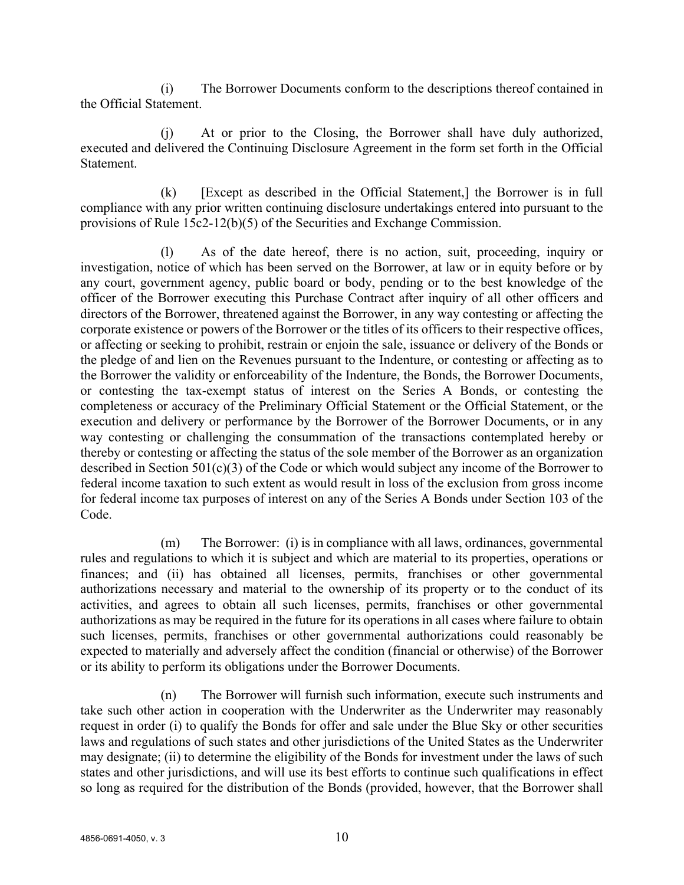(i) The Borrower Documents conform to the descriptions thereof contained in the Official Statement.

(j) At or prior to the Closing, the Borrower shall have duly authorized, executed and delivered the Continuing Disclosure Agreement in the form set forth in the Official Statement.

(k) [Except as described in the Official Statement,] the Borrower is in full compliance with any prior written continuing disclosure undertakings entered into pursuant to the provisions of Rule 15c2-12(b)(5) of the Securities and Exchange Commission.

(l) As of the date hereof, there is no action, suit, proceeding, inquiry or investigation, notice of which has been served on the Borrower, at law or in equity before or by any court, government agency, public board or body, pending or to the best knowledge of the officer of the Borrower executing this Purchase Contract after inquiry of all other officers and directors of the Borrower, threatened against the Borrower, in any way contesting or affecting the corporate existence or powers of the Borrower or the titles of its officers to their respective offices, or affecting or seeking to prohibit, restrain or enjoin the sale, issuance or delivery of the Bonds or the pledge of and lien on the Revenues pursuant to the Indenture, or contesting or affecting as to the Borrower the validity or enforceability of the Indenture, the Bonds, the Borrower Documents, or contesting the tax-exempt status of interest on the Series A Bonds, or contesting the completeness or accuracy of the Preliminary Official Statement or the Official Statement, or the execution and delivery or performance by the Borrower of the Borrower Documents, or in any way contesting or challenging the consummation of the transactions contemplated hereby or thereby or contesting or affecting the status of the sole member of the Borrower as an organization described in Section 501(c)(3) of the Code or which would subject any income of the Borrower to federal income taxation to such extent as would result in loss of the exclusion from gross income for federal income tax purposes of interest on any of the Series A Bonds under Section 103 of the Code.

(m) The Borrower: (i) is in compliance with all laws, ordinances, governmental rules and regulations to which it is subject and which are material to its properties, operations or finances; and (ii) has obtained all licenses, permits, franchises or other governmental authorizations necessary and material to the ownership of its property or to the conduct of its activities, and agrees to obtain all such licenses, permits, franchises or other governmental authorizations as may be required in the future for its operations in all cases where failure to obtain such licenses, permits, franchises or other governmental authorizations could reasonably be expected to materially and adversely affect the condition (financial or otherwise) of the Borrower or its ability to perform its obligations under the Borrower Documents.

(n) The Borrower will furnish such information, execute such instruments and take such other action in cooperation with the Underwriter as the Underwriter may reasonably request in order (i) to qualify the Bonds for offer and sale under the Blue Sky or other securities laws and regulations of such states and other jurisdictions of the United States as the Underwriter may designate; (ii) to determine the eligibility of the Bonds for investment under the laws of such states and other jurisdictions, and will use its best efforts to continue such qualifications in effect so long as required for the distribution of the Bonds (provided, however, that the Borrower shall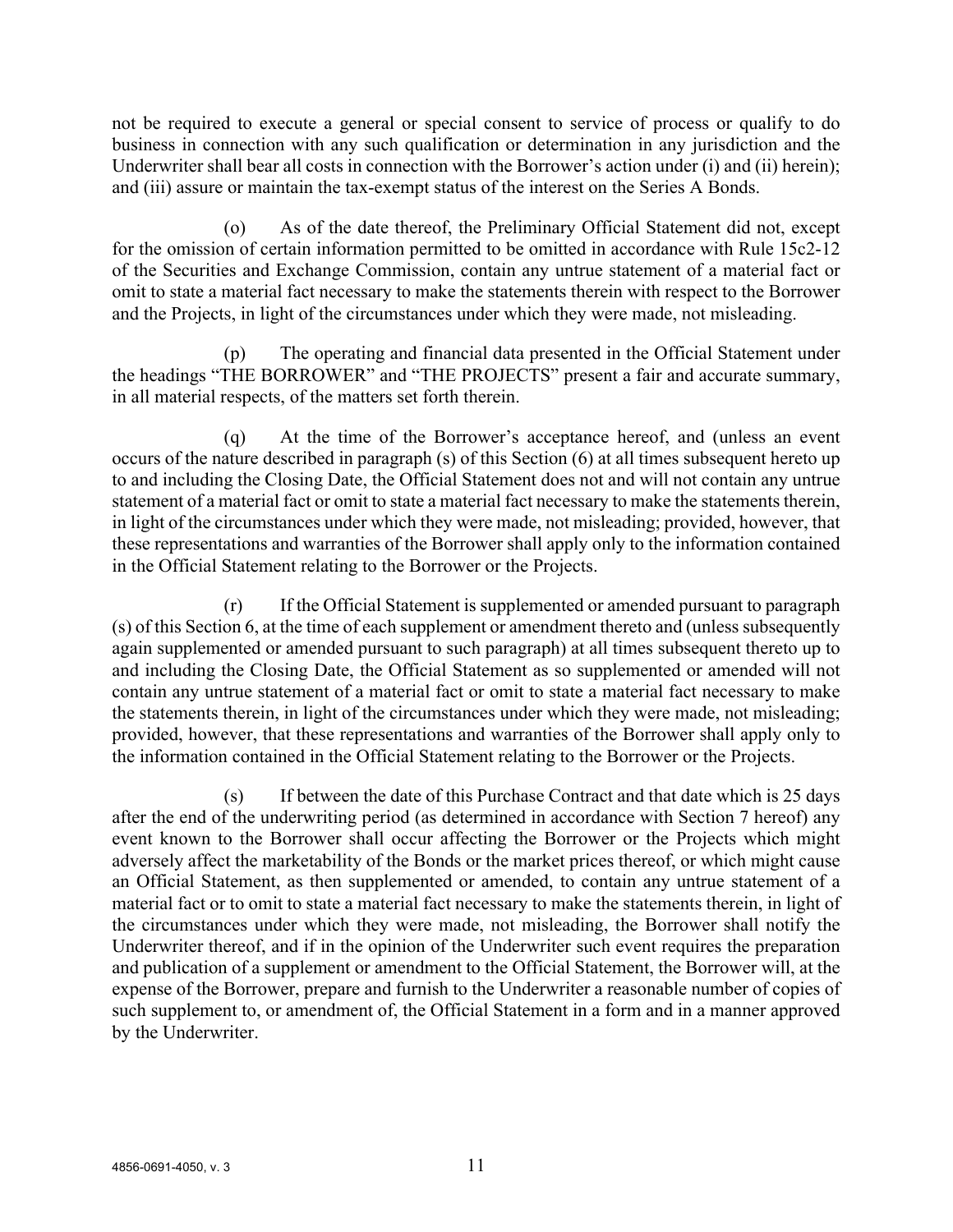not be required to execute a general or special consent to service of process or qualify to do business in connection with any such qualification or determination in any jurisdiction and the Underwriter shall bear all costs in connection with the Borrower's action under (i) and (ii) herein); and (iii) assure or maintain the tax-exempt status of the interest on the Series A Bonds.

(o) As of the date thereof, the Preliminary Official Statement did not, except for the omission of certain information permitted to be omitted in accordance with Rule 15c2-12 of the Securities and Exchange Commission, contain any untrue statement of a material fact or omit to state a material fact necessary to make the statements therein with respect to the Borrower and the Projects, in light of the circumstances under which they were made, not misleading.

(p) The operating and financial data presented in the Official Statement under the headings "THE BORROWER" and "THE PROJECTS" present a fair and accurate summary, in all material respects, of the matters set forth therein.

(q) At the time of the Borrower's acceptance hereof, and (unless an event occurs of the nature described in paragraph (s) of this Section (6) at all times subsequent hereto up to and including the Closing Date, the Official Statement does not and will not contain any untrue statement of a material fact or omit to state a material fact necessary to make the statements therein, in light of the circumstances under which they were made, not misleading; provided, however, that these representations and warranties of the Borrower shall apply only to the information contained in the Official Statement relating to the Borrower or the Projects.

(r) If the Official Statement is supplemented or amended pursuant to paragraph (s) of this Section 6, at the time of each supplement or amendment thereto and (unless subsequently again supplemented or amended pursuant to such paragraph) at all times subsequent thereto up to and including the Closing Date, the Official Statement as so supplemented or amended will not contain any untrue statement of a material fact or omit to state a material fact necessary to make the statements therein, in light of the circumstances under which they were made, not misleading; provided, however, that these representations and warranties of the Borrower shall apply only to the information contained in the Official Statement relating to the Borrower or the Projects.

(s) If between the date of this Purchase Contract and that date which is 25 days after the end of the underwriting period (as determined in accordance with Section 7 hereof) any event known to the Borrower shall occur affecting the Borrower or the Projects which might adversely affect the marketability of the Bonds or the market prices thereof, or which might cause an Official Statement, as then supplemented or amended, to contain any untrue statement of a material fact or to omit to state a material fact necessary to make the statements therein, in light of the circumstances under which they were made, not misleading, the Borrower shall notify the Underwriter thereof, and if in the opinion of the Underwriter such event requires the preparation and publication of a supplement or amendment to the Official Statement, the Borrower will, at the expense of the Borrower, prepare and furnish to the Underwriter a reasonable number of copies of such supplement to, or amendment of, the Official Statement in a form and in a manner approved by the Underwriter.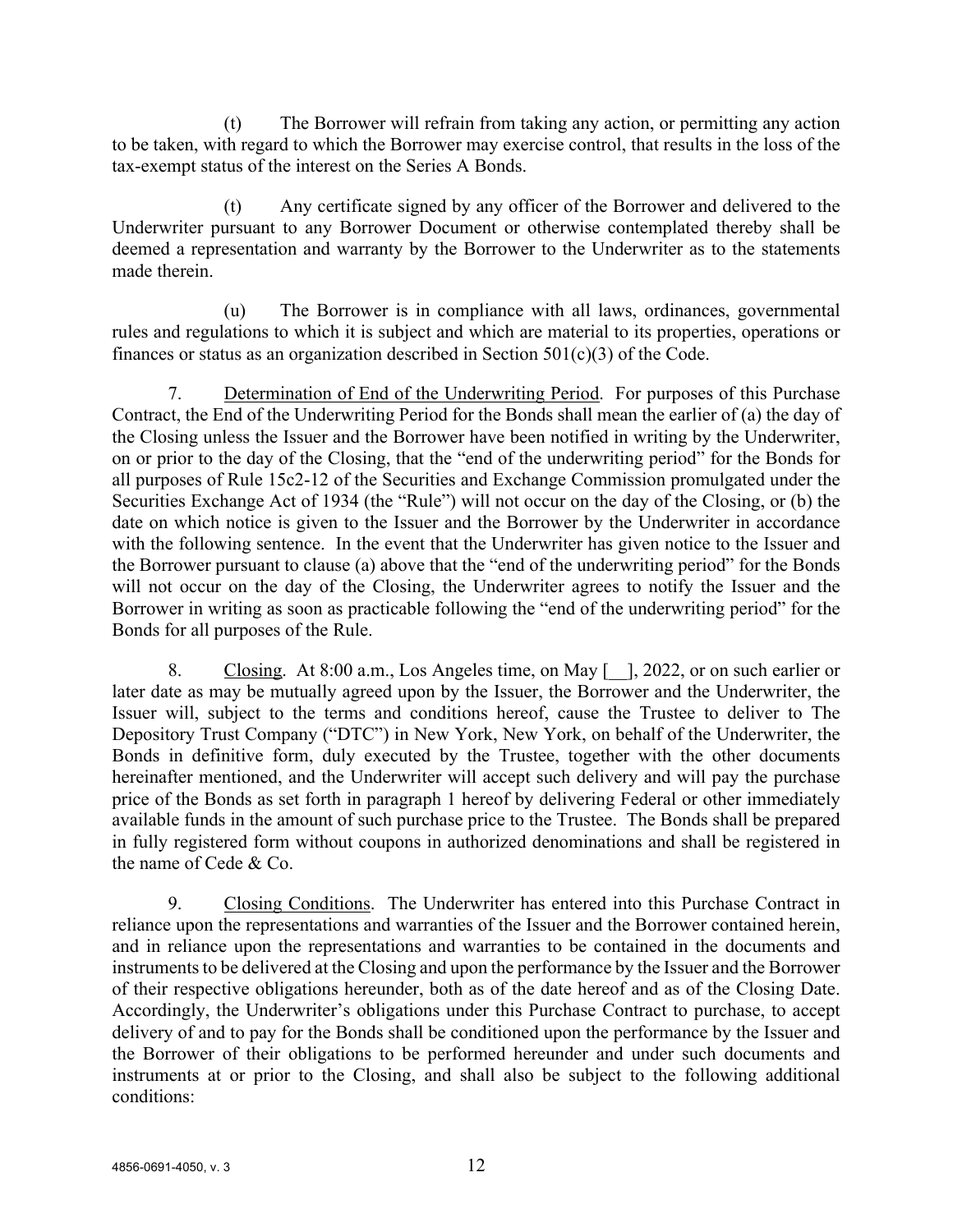(t) The Borrower will refrain from taking any action, or permitting any action to be taken, with regard to which the Borrower may exercise control, that results in the loss of the tax-exempt status of the interest on the Series A Bonds.

(t) Any certificate signed by any officer of the Borrower and delivered to the Underwriter pursuant to any Borrower Document or otherwise contemplated thereby shall be deemed a representation and warranty by the Borrower to the Underwriter as to the statements made therein.

(u) The Borrower is in compliance with all laws, ordinances, governmental rules and regulations to which it is subject and which are material to its properties, operations or finances or status as an organization described in Section 501(c)(3) of the Code.

7. Determination of End of the Underwriting Period. For purposes of this Purchase Contract, the End of the Underwriting Period for the Bonds shall mean the earlier of (a) the day of the Closing unless the Issuer and the Borrower have been notified in writing by the Underwriter, on or prior to the day of the Closing, that the "end of the underwriting period" for the Bonds for all purposes of Rule 15c2-12 of the Securities and Exchange Commission promulgated under the Securities Exchange Act of 1934 (the "Rule") will not occur on the day of the Closing, or (b) the date on which notice is given to the Issuer and the Borrower by the Underwriter in accordance with the following sentence. In the event that the Underwriter has given notice to the Issuer and the Borrower pursuant to clause (a) above that the "end of the underwriting period" for the Bonds will not occur on the day of the Closing, the Underwriter agrees to notify the Issuer and the Borrower in writing as soon as practicable following the "end of the underwriting period" for the Bonds for all purposes of the Rule.

8. Closing. At 8:00 a.m., Los Angeles time, on May [__], 2022, or on such earlier or later date as may be mutually agreed upon by the Issuer, the Borrower and the Underwriter, the Issuer will, subject to the terms and conditions hereof, cause the Trustee to deliver to The Depository Trust Company ("DTC") in New York, New York, on behalf of the Underwriter, the Bonds in definitive form, duly executed by the Trustee, together with the other documents hereinafter mentioned, and the Underwriter will accept such delivery and will pay the purchase price of the Bonds as set forth in paragraph 1 hereof by delivering Federal or other immediately available funds in the amount of such purchase price to the Trustee. The Bonds shall be prepared in fully registered form without coupons in authorized denominations and shall be registered in the name of Cede & Co.

9. Closing Conditions. The Underwriter has entered into this Purchase Contract in reliance upon the representations and warranties of the Issuer and the Borrower contained herein, and in reliance upon the representations and warranties to be contained in the documents and instruments to be delivered at the Closing and upon the performance by the Issuer and the Borrower of their respective obligations hereunder, both as of the date hereof and as of the Closing Date. Accordingly, the Underwriter's obligations under this Purchase Contract to purchase, to accept delivery of and to pay for the Bonds shall be conditioned upon the performance by the Issuer and the Borrower of their obligations to be performed hereunder and under such documents and instruments at or prior to the Closing, and shall also be subject to the following additional conditions: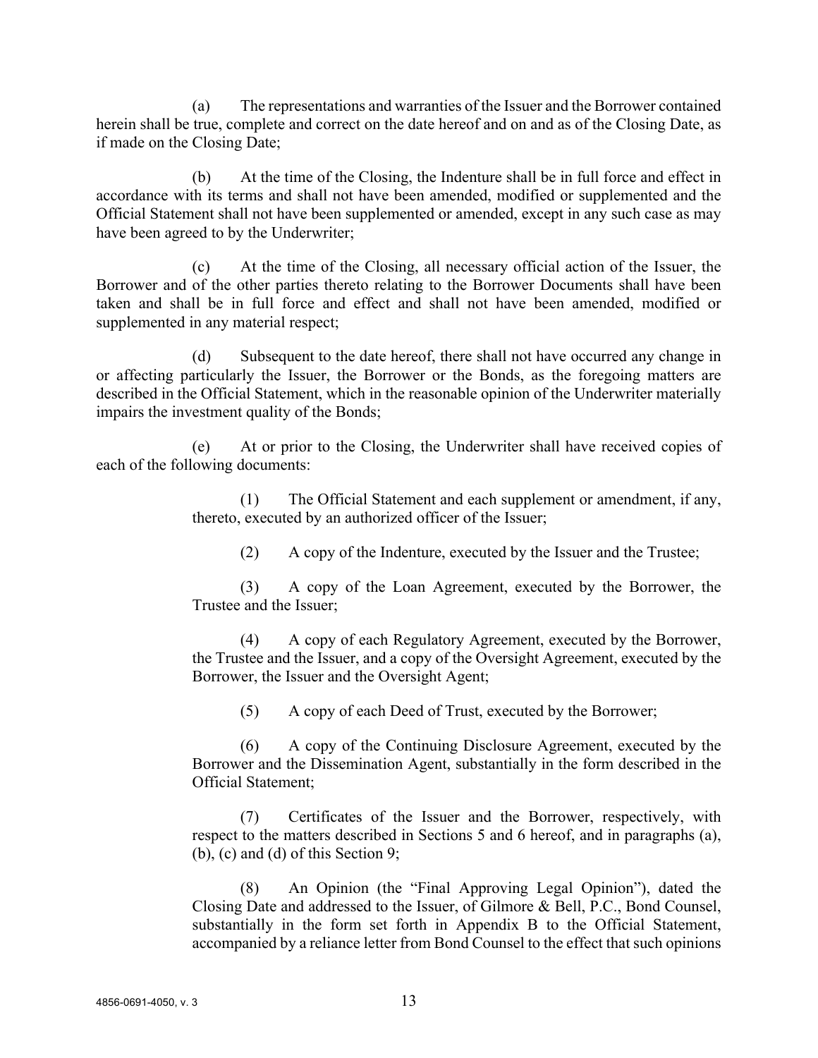(a) The representations and warranties of the Issuer and the Borrower contained herein shall be true, complete and correct on the date hereof and on and as of the Closing Date, as if made on the Closing Date;

(b) At the time of the Closing, the Indenture shall be in full force and effect in accordance with its terms and shall not have been amended, modified or supplemented and the Official Statement shall not have been supplemented or amended, except in any such case as may have been agreed to by the Underwriter;

(c) At the time of the Closing, all necessary official action of the Issuer, the Borrower and of the other parties thereto relating to the Borrower Documents shall have been taken and shall be in full force and effect and shall not have been amended, modified or supplemented in any material respect;

(d) Subsequent to the date hereof, there shall not have occurred any change in or affecting particularly the Issuer, the Borrower or the Bonds, as the foregoing matters are described in the Official Statement, which in the reasonable opinion of the Underwriter materially impairs the investment quality of the Bonds;

(e) At or prior to the Closing, the Underwriter shall have received copies of each of the following documents:

> (1) The Official Statement and each supplement or amendment, if any, thereto, executed by an authorized officer of the Issuer;
>
> (2) A copy of the Indenture, executed by the Issuer and the Trustee;
>
> (3) A copy of the Loan Agreement, executed by the Borrower, the Trustee and the Issuer;
>
> (4) A copy of each Regulatory Agreement, executed by the Borrower, the Trustee and the Issuer, and a copy of the Oversight Agreement, executed by the Borrower, the Issuer and the Oversight Agent;
>
> (5) A copy of each Deed of Trust, executed by the Borrower;
>
> (6) A copy of the Continuing Disclosure Agreement, executed by the Borrower and the Dissemination Agent, substantially in the form described in the Official Statement;
>
> (7) Certificates of the Issuer and the Borrower, respectively, with respect to the matters described in Sections 5 and 6 hereof, and in paragraphs (a), (b), (c) and (d) of this Section 9;
>
> (8) An Opinion (the "Final Approving Legal Opinion"), dated the Closing Date and addressed to the Issuer, of Gilmore & Bell, P.C., Bond Counsel, substantially in the form set forth in Appendix B to the Official Statement, accompanied by a reliance letter from Bond Counsel to the effect that such opinions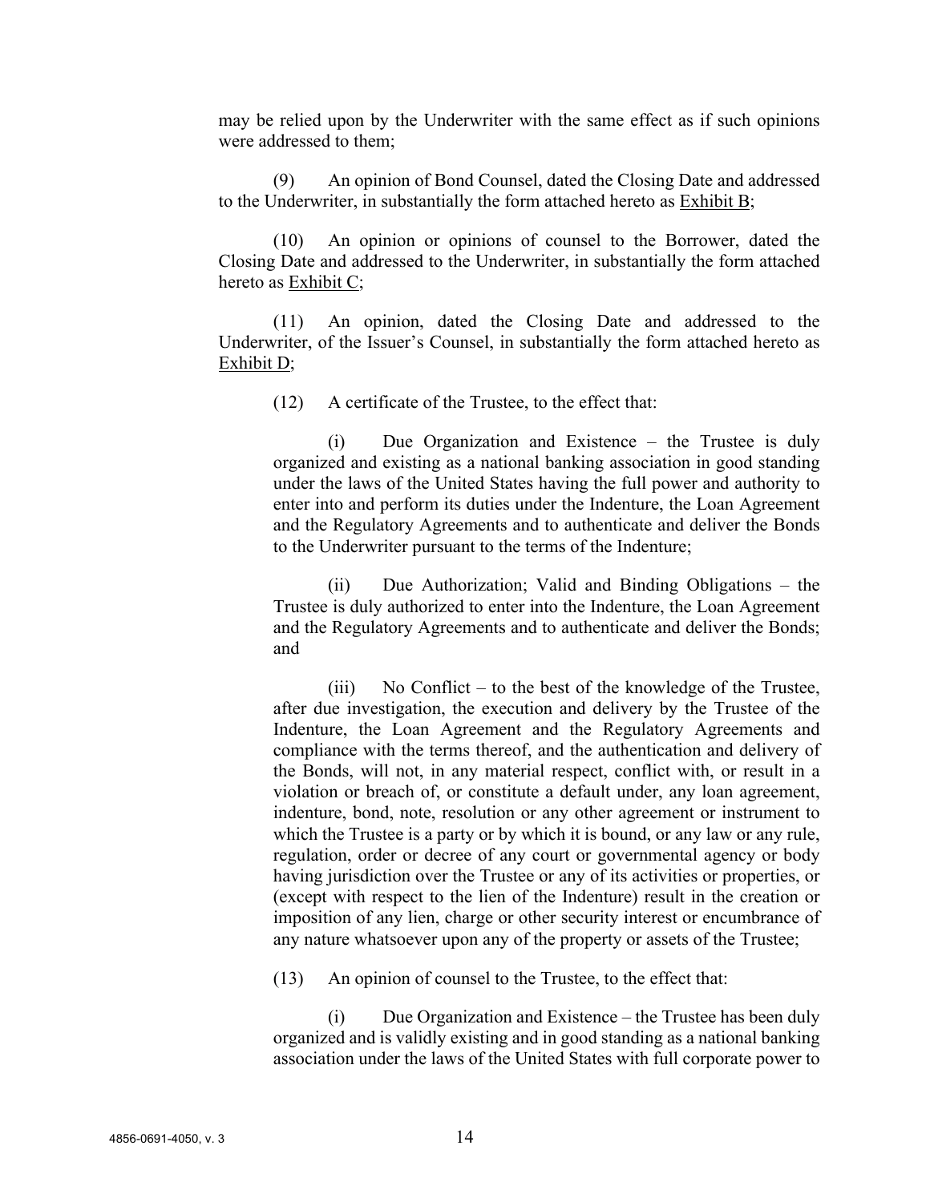may be relied upon by the Underwriter with the same effect as if such opinions were addressed to them;

(9) An opinion of Bond Counsel, dated the Closing Date and addressed to the Underwriter, in substantially the form attached hereto as Exhibit B;

(10) An opinion or opinions of counsel to the Borrower, dated the Closing Date and addressed to the Underwriter, in substantially the form attached hereto as Exhibit C;

(11) An opinion, dated the Closing Date and addressed to the Underwriter, of the Issuer's Counsel, in substantially the form attached hereto as Exhibit D;

(12) A certificate of the Trustee, to the effect that:

(i) Due Organization and Existence – the Trustee is duly organized and existing as a national banking association in good standing under the laws of the United States having the full power and authority to enter into and perform its duties under the Indenture, the Loan Agreement and the Regulatory Agreements and to authenticate and deliver the Bonds to the Underwriter pursuant to the terms of the Indenture;

(ii) Due Authorization; Valid and Binding Obligations – the Trustee is duly authorized to enter into the Indenture, the Loan Agreement and the Regulatory Agreements and to authenticate and deliver the Bonds; and

(iii) No Conflict – to the best of the knowledge of the Trustee, after due investigation, the execution and delivery by the Trustee of the Indenture, the Loan Agreement and the Regulatory Agreements and compliance with the terms thereof, and the authentication and delivery of the Bonds, will not, in any material respect, conflict with, or result in a violation or breach of, or constitute a default under, any loan agreement, indenture, bond, note, resolution or any other agreement or instrument to which the Trustee is a party or by which it is bound, or any law or any rule, regulation, order or decree of any court or governmental agency or body having jurisdiction over the Trustee or any of its activities or properties, or (except with respect to the lien of the Indenture) result in the creation or imposition of any lien, charge or other security interest or encumbrance of any nature whatsoever upon any of the property or assets of the Trustee;

(13) An opinion of counsel to the Trustee, to the effect that:

(i) Due Organization and Existence – the Trustee has been duly organized and is validly existing and in good standing as a national banking association under the laws of the United States with full corporate power to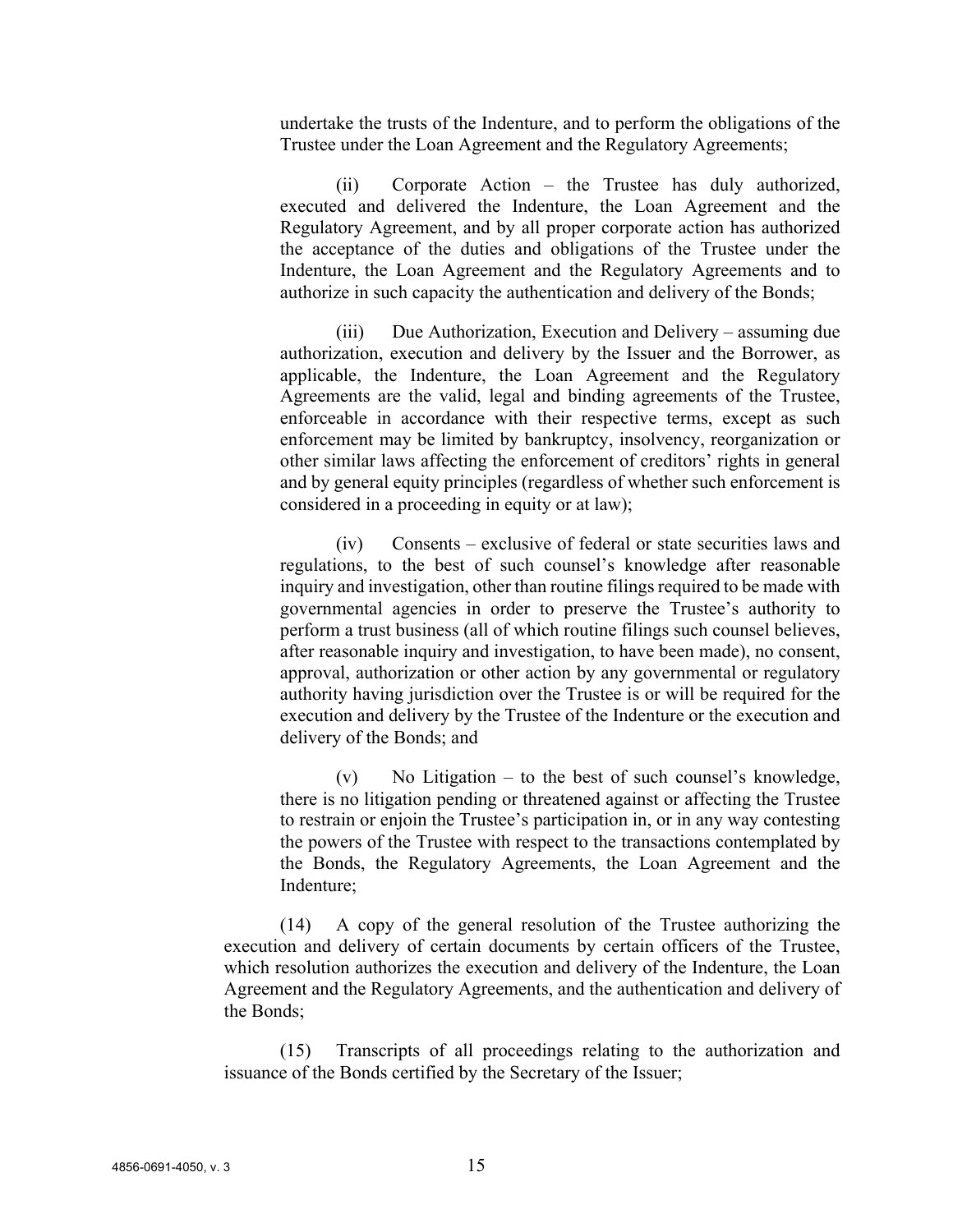undertake the trusts of the Indenture, and to perform the obligations of the Trustee under the Loan Agreement and the Regulatory Agreements;

(ii) Corporate Action – the Trustee has duly authorized, executed and delivered the Indenture, the Loan Agreement and the Regulatory Agreement, and by all proper corporate action has authorized the acceptance of the duties and obligations of the Trustee under the Indenture, the Loan Agreement and the Regulatory Agreements and to authorize in such capacity the authentication and delivery of the Bonds;

(iii) Due Authorization, Execution and Delivery – assuming due authorization, execution and delivery by the Issuer and the Borrower, as applicable, the Indenture, the Loan Agreement and the Regulatory Agreements are the valid, legal and binding agreements of the Trustee, enforceable in accordance with their respective terms, except as such enforcement may be limited by bankruptcy, insolvency, reorganization or other similar laws affecting the enforcement of creditors' rights in general and by general equity principles (regardless of whether such enforcement is considered in a proceeding in equity or at law);

(iv) Consents – exclusive of federal or state securities laws and regulations, to the best of such counsel's knowledge after reasonable inquiry and investigation, other than routine filings required to be made with governmental agencies in order to preserve the Trustee's authority to perform a trust business (all of which routine filings such counsel believes, after reasonable inquiry and investigation, to have been made), no consent, approval, authorization or other action by any governmental or regulatory authority having jurisdiction over the Trustee is or will be required for the execution and delivery by the Trustee of the Indenture or the execution and delivery of the Bonds; and

(v) No Litigation – to the best of such counsel's knowledge, there is no litigation pending or threatened against or affecting the Trustee to restrain or enjoin the Trustee's participation in, or in any way contesting the powers of the Trustee with respect to the transactions contemplated by the Bonds, the Regulatory Agreements, the Loan Agreement and the Indenture;

(14) A copy of the general resolution of the Trustee authorizing the execution and delivery of certain documents by certain officers of the Trustee, which resolution authorizes the execution and delivery of the Indenture, the Loan Agreement and the Regulatory Agreements, and the authentication and delivery of the Bonds;

(15) Transcripts of all proceedings relating to the authorization and issuance of the Bonds certified by the Secretary of the Issuer;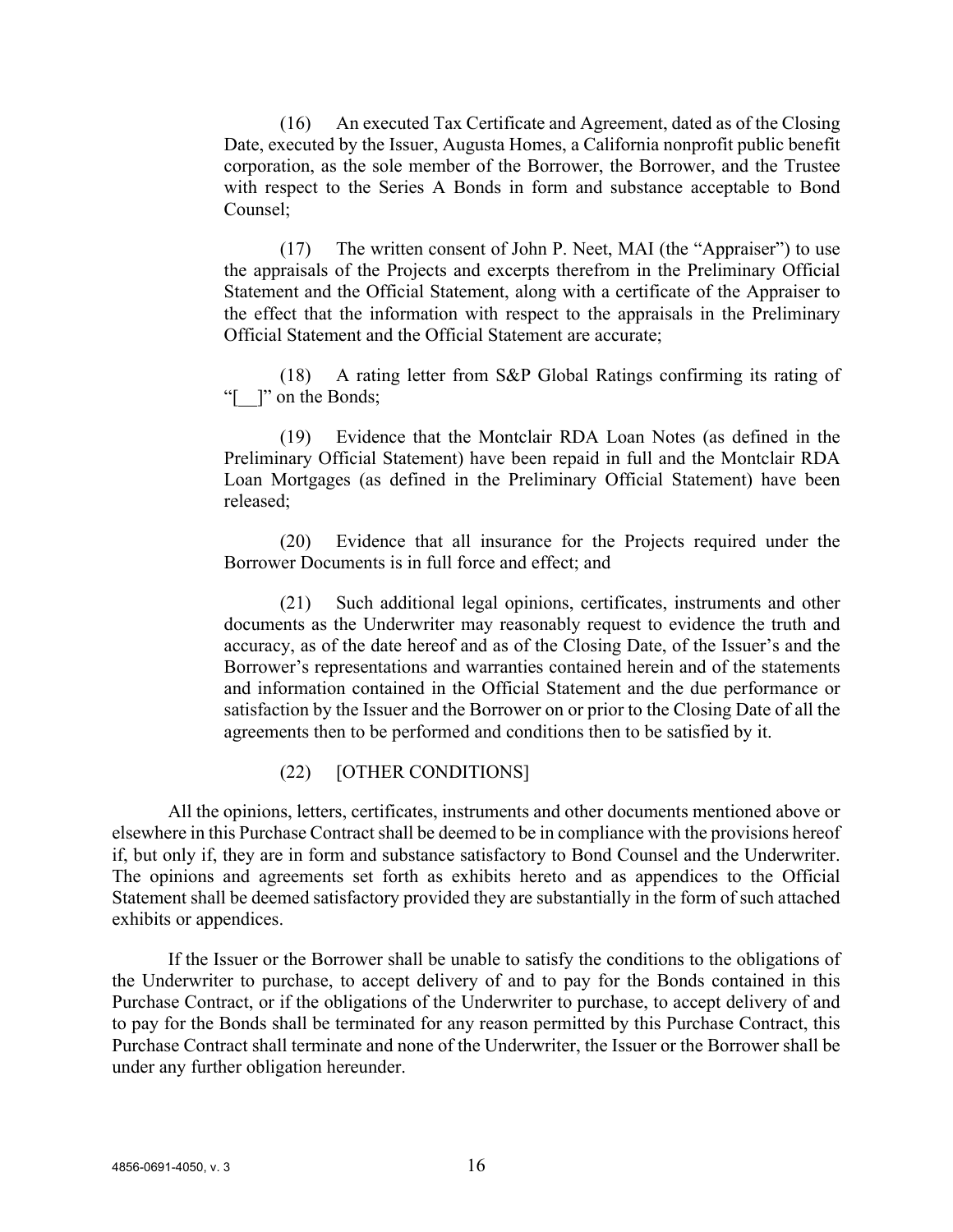(16) An executed Tax Certificate and Agreement, dated as of the Closing Date, executed by the Issuer, Augusta Homes, a California nonprofit public benefit corporation, as the sole member of the Borrower, the Borrower, and the Trustee with respect to the Series A Bonds in form and substance acceptable to Bond Counsel;

(17) The written consent of John P. Neet, MAI (the "Appraiser") to use the appraisals of the Projects and excerpts therefrom in the Preliminary Official Statement and the Official Statement, along with a certificate of the Appraiser to the effect that the information with respect to the appraisals in the Preliminary Official Statement and the Official Statement are accurate;

(18) A rating letter from S&P Global Ratings confirming its rating of "[__]" on the Bonds;

(19) Evidence that the Montclair RDA Loan Notes (as defined in the Preliminary Official Statement) have been repaid in full and the Montclair RDA Loan Mortgages (as defined in the Preliminary Official Statement) have been released;

(20) Evidence that all insurance for the Projects required under the Borrower Documents is in full force and effect; and

(21) Such additional legal opinions, certificates, instruments and other documents as the Underwriter may reasonably request to evidence the truth and accuracy, as of the date hereof and as of the Closing Date, of the Issuer's and the Borrower's representations and warranties contained herein and of the statements and information contained in the Official Statement and the due performance or satisfaction by the Issuer and the Borrower on or prior to the Closing Date of all the agreements then to be performed and conditions then to be satisfied by it.

(22) [OTHER CONDITIONS]

All the opinions, letters, certificates, instruments and other documents mentioned above or elsewhere in this Purchase Contract shall be deemed to be in compliance with the provisions hereof if, but only if, they are in form and substance satisfactory to Bond Counsel and the Underwriter. The opinions and agreements set forth as exhibits hereto and as appendices to the Official Statement shall be deemed satisfactory provided they are substantially in the form of such attached exhibits or appendices.

If the Issuer or the Borrower shall be unable to satisfy the conditions to the obligations of the Underwriter to purchase, to accept delivery of and to pay for the Bonds contained in this Purchase Contract, or if the obligations of the Underwriter to purchase, to accept delivery of and to pay for the Bonds shall be terminated for any reason permitted by this Purchase Contract, this Purchase Contract shall terminate and none of the Underwriter, the Issuer or the Borrower shall be under any further obligation hereunder.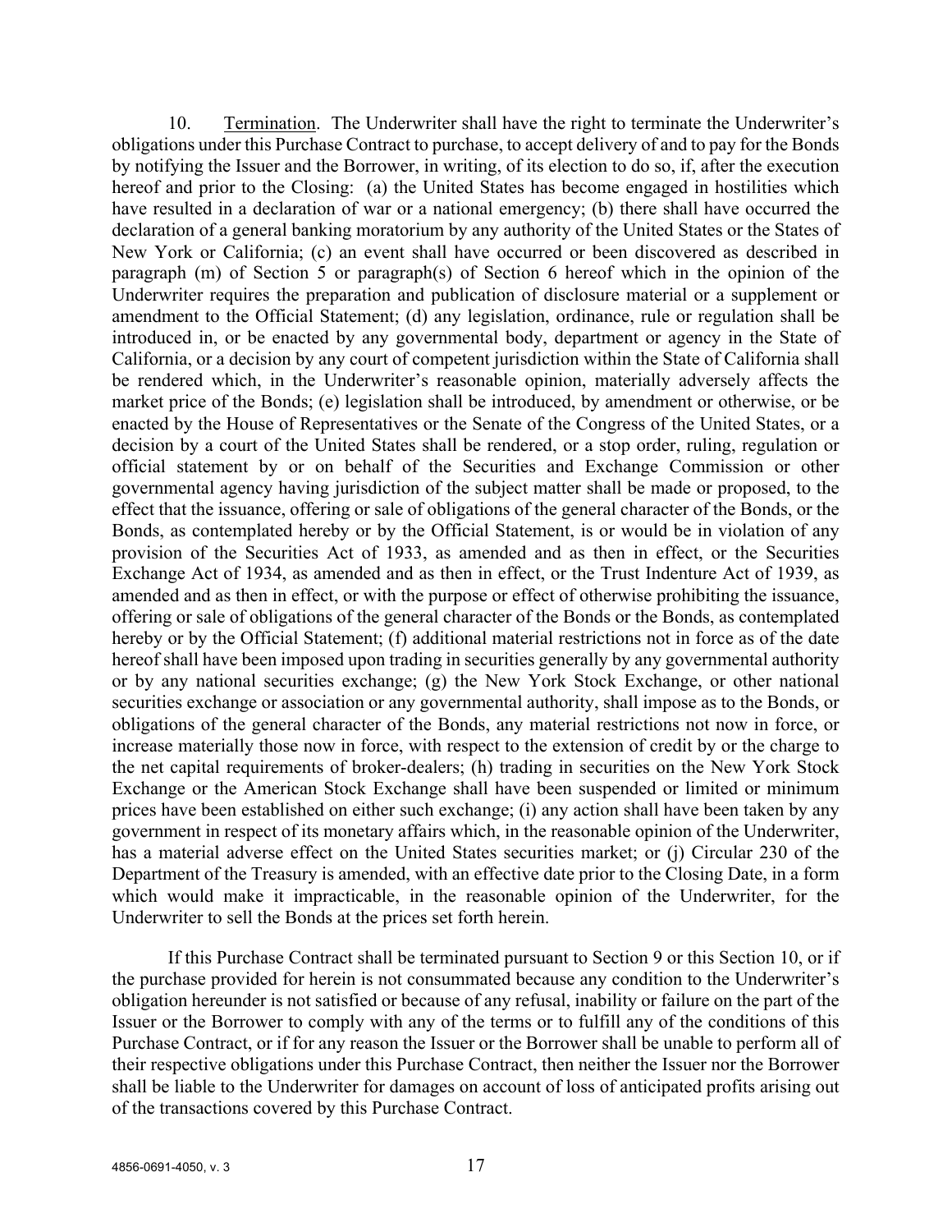10. Termination. The Underwriter shall have the right to terminate the Underwriter's obligations under this Purchase Contract to purchase, to accept delivery of and to pay for the Bonds by notifying the Issuer and the Borrower, in writing, of its election to do so, if, after the execution hereof and prior to the Closing: (a) the United States has become engaged in hostilities which have resulted in a declaration of war or a national emergency; (b) there shall have occurred the declaration of a general banking moratorium by any authority of the United States or the States of New York or California; (c) an event shall have occurred or been discovered as described in paragraph (m) of Section 5 or paragraph(s) of Section 6 hereof which in the opinion of the Underwriter requires the preparation and publication of disclosure material or a supplement or amendment to the Official Statement; (d) any legislation, ordinance, rule or regulation shall be introduced in, or be enacted by any governmental body, department or agency in the State of California, or a decision by any court of competent jurisdiction within the State of California shall be rendered which, in the Underwriter's reasonable opinion, materially adversely affects the market price of the Bonds; (e) legislation shall be introduced, by amendment or otherwise, or be enacted by the House of Representatives or the Senate of the Congress of the United States, or a decision by a court of the United States shall be rendered, or a stop order, ruling, regulation or official statement by or on behalf of the Securities and Exchange Commission or other governmental agency having jurisdiction of the subject matter shall be made or proposed, to the effect that the issuance, offering or sale of obligations of the general character of the Bonds, or the Bonds, as contemplated hereby or by the Official Statement, is or would be in violation of any provision of the Securities Act of 1933, as amended and as then in effect, or the Securities Exchange Act of 1934, as amended and as then in effect, or the Trust Indenture Act of 1939, as amended and as then in effect, or with the purpose or effect of otherwise prohibiting the issuance, offering or sale of obligations of the general character of the Bonds or the Bonds, as contemplated hereby or by the Official Statement; (f) additional material restrictions not in force as of the date hereof shall have been imposed upon trading in securities generally by any governmental authority or by any national securities exchange; (g) the New York Stock Exchange, or other national securities exchange or association or any governmental authority, shall impose as to the Bonds, or obligations of the general character of the Bonds, any material restrictions not now in force, or increase materially those now in force, with respect to the extension of credit by or the charge to the net capital requirements of broker-dealers; (h) trading in securities on the New York Stock Exchange or the American Stock Exchange shall have been suspended or limited or minimum prices have been established on either such exchange; (i) any action shall have been taken by any government in respect of its monetary affairs which, in the reasonable opinion of the Underwriter, has a material adverse effect on the United States securities market; or (j) Circular 230 of the Department of the Treasury is amended, with an effective date prior to the Closing Date, in a form which would make it impracticable, in the reasonable opinion of the Underwriter, for the Underwriter to sell the Bonds at the prices set forth herein.

If this Purchase Contract shall be terminated pursuant to Section 9 or this Section 10, or if the purchase provided for herein is not consummated because any condition to the Underwriter's obligation hereunder is not satisfied or because of any refusal, inability or failure on the part of the Issuer or the Borrower to comply with any of the terms or to fulfill any of the conditions of this Purchase Contract, or if for any reason the Issuer or the Borrower shall be unable to perform all of their respective obligations under this Purchase Contract, then neither the Issuer nor the Borrower shall be liable to the Underwriter for damages on account of loss of anticipated profits arising out of the transactions covered by this Purchase Contract.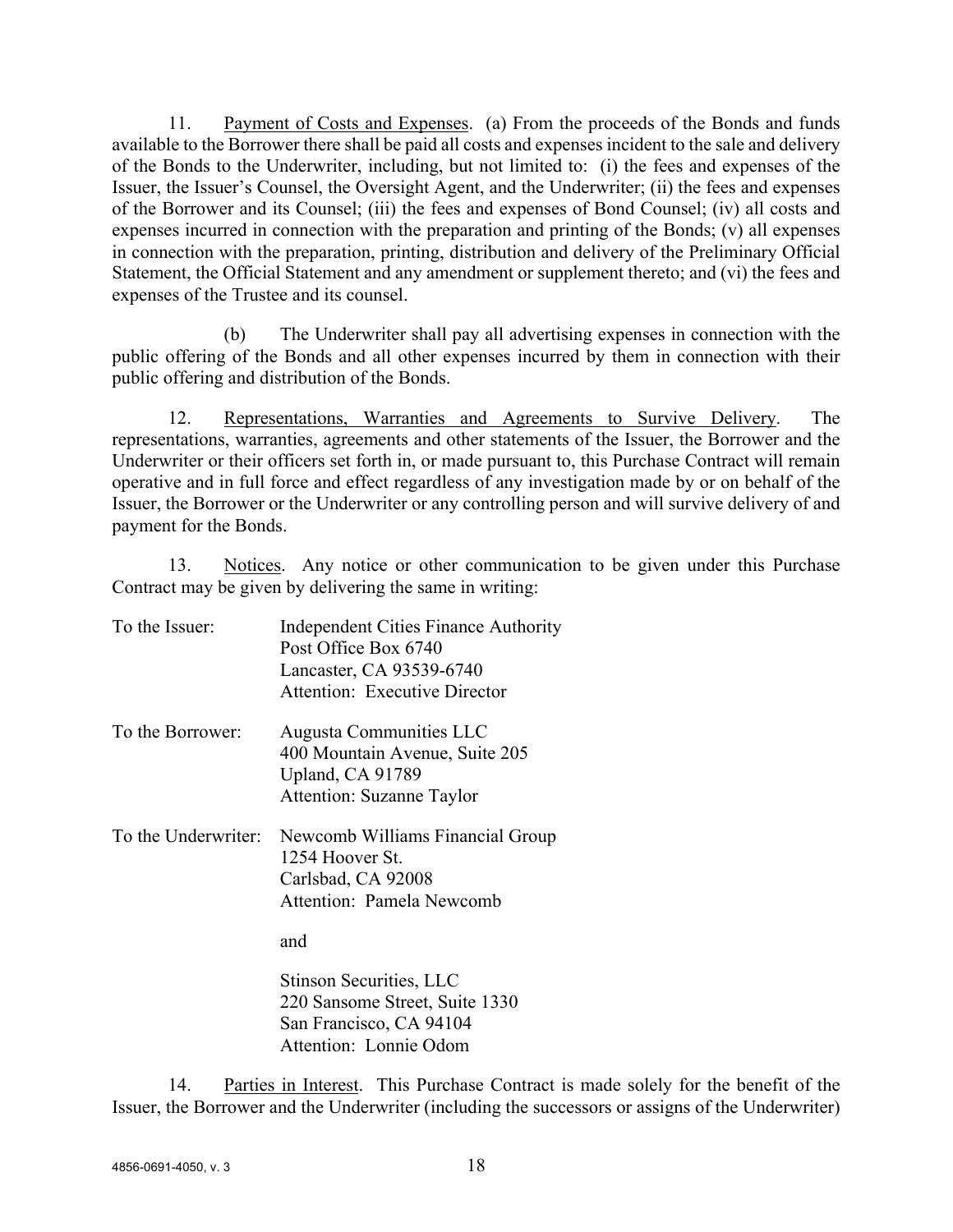11. Payment of Costs and Expenses. (a) From the proceeds of the Bonds and funds available to the Borrower there shall be paid all costs and expenses incident to the sale and delivery of the Bonds to the Underwriter, including, but not limited to: (i) the fees and expenses of the Issuer, the Issuer's Counsel, the Oversight Agent, and the Underwriter; (ii) the fees and expenses of the Borrower and its Counsel; (iii) the fees and expenses of Bond Counsel; (iv) all costs and expenses incurred in connection with the preparation and printing of the Bonds; (v) all expenses in connection with the preparation, printing, distribution and delivery of the Preliminary Official Statement, the Official Statement and any amendment or supplement thereto; and (vi) the fees and expenses of the Trustee and its counsel.

(b) The Underwriter shall pay all advertising expenses in connection with the public offering of the Bonds and all other expenses incurred by them in connection with their public offering and distribution of the Bonds.

12. Representations, Warranties and Agreements to Survive Delivery. The representations, warranties, agreements and other statements of the Issuer, the Borrower and the Underwriter or their officers set forth in, or made pursuant to, this Purchase Contract will remain operative and in full force and effect regardless of any investigation made by or on behalf of the Issuer, the Borrower or the Underwriter or any controlling person and will survive delivery of and payment for the Bonds.

13. Notices. Any notice or other communication to be given under this Purchase Contract may be given by delivering the same in writing:

To the Issuer:
Independent Cities Finance Authority
Post Office Box 6740
Lancaster, CA 93539-6740
Attention: Executive Director

To the Borrower:
Augusta Communities LLC
400 Mountain Avenue, Suite 205
Upland, CA 91789
Attention: Suzanne Taylor

To the Underwriter:
Newcomb Williams Financial Group
1254 Hoover St.
Carlsbad, CA 92008
Attention: Pamela Newcomb

and

Stinson Securities, LLC
220 Sansome Street, Suite 1330
San Francisco, CA 94104
Attention: Lonnie Odom

14. Parties in Interest. This Purchase Contract is made solely for the benefit of the Issuer, the Borrower and the Underwriter (including the successors or assigns of the Underwriter)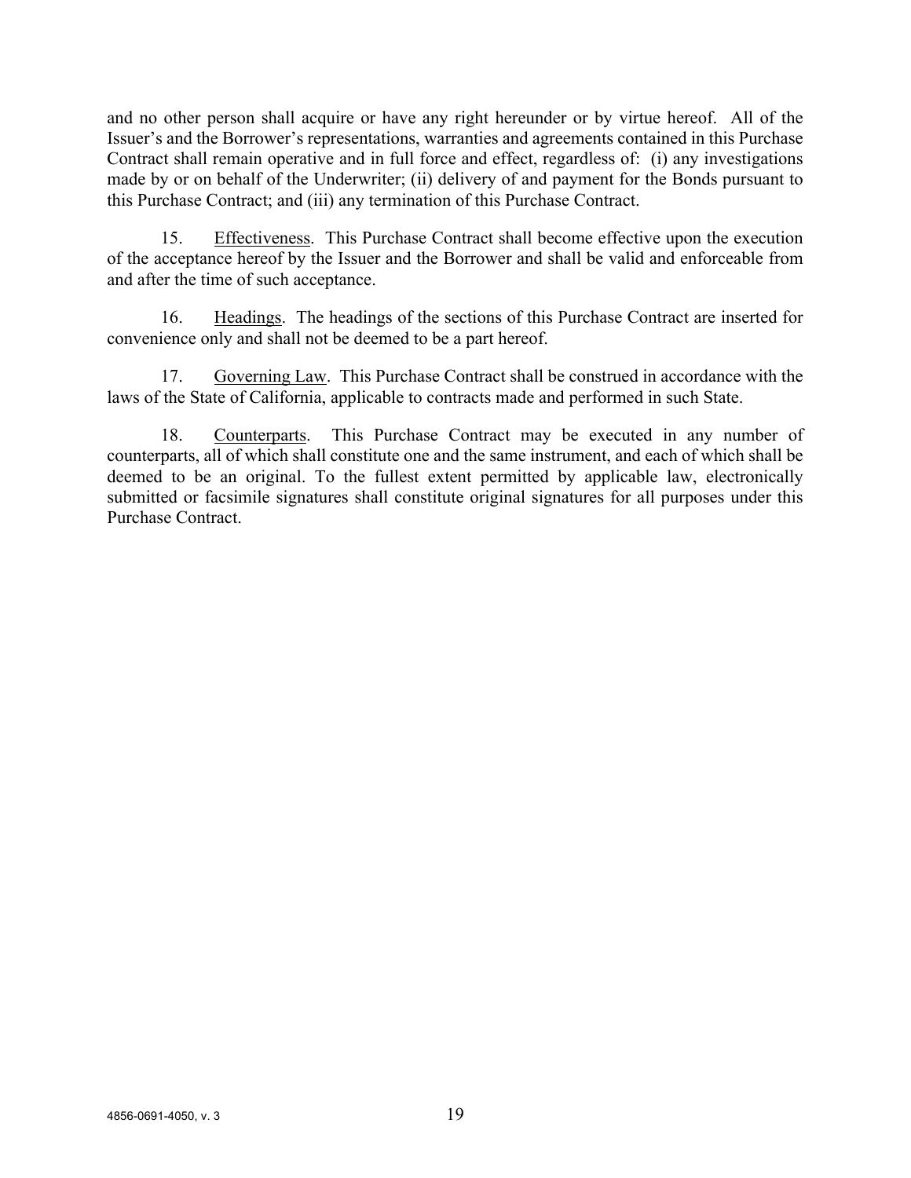and no other person shall acquire or have any right hereunder or by virtue hereof. All of the Issuer's and the Borrower's representations, warranties and agreements contained in this Purchase Contract shall remain operative and in full force and effect, regardless of: (i) any investigations made by or on behalf of the Underwriter; (ii) delivery of and payment for the Bonds pursuant to this Purchase Contract; and (iii) any termination of this Purchase Contract.

15. Effectiveness. This Purchase Contract shall become effective upon the execution of the acceptance hereof by the Issuer and the Borrower and shall be valid and enforceable from and after the time of such acceptance.

16. Headings. The headings of the sections of this Purchase Contract are inserted for convenience only and shall not be deemed to be a part hereof.

17. Governing Law. This Purchase Contract shall be construed in accordance with the laws of the State of California, applicable to contracts made and performed in such State.

18. Counterparts. This Purchase Contract may be executed in any number of counterparts, all of which shall constitute one and the same instrument, and each of which shall be deemed to be an original. To the fullest extent permitted by applicable law, electronically submitted or facsimile signatures shall constitute original signatures for all purposes under this Purchase Contract.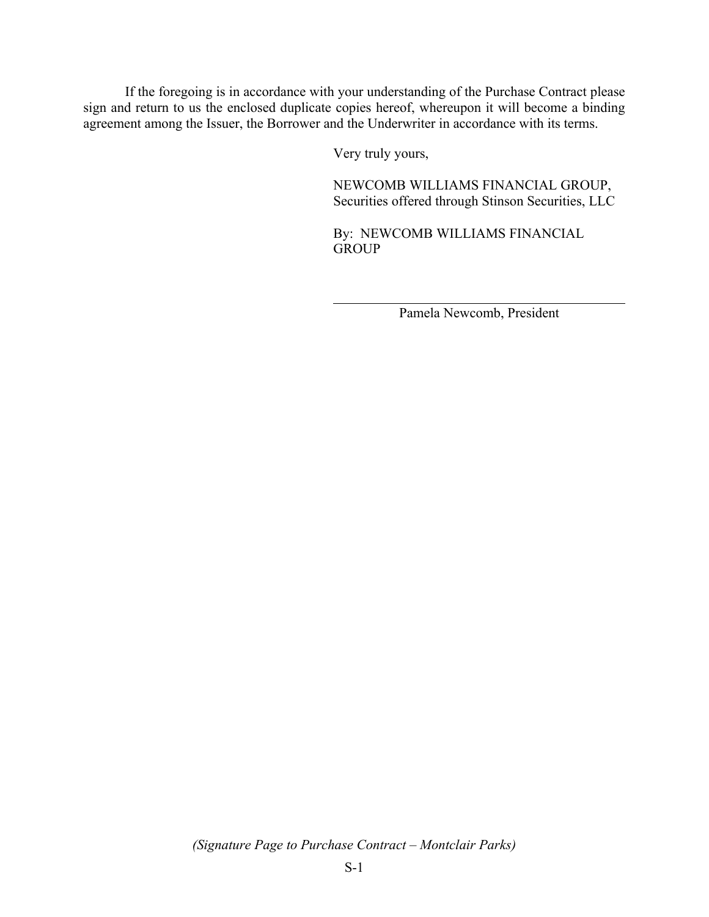If the foregoing is in accordance with your understanding of the Purchase Contract please sign and return to us the enclosed duplicate copies hereof, whereupon it will become a binding agreement among the Issuer, the Borrower and the Underwriter in accordance with its terms.

Very truly yours,

NEWCOMB WILLIAMS FINANCIAL GROUP,
Securities offered through Stinson Securities, LLC

By: NEWCOMB WILLIAMS FINANCIAL GROUP

\_\_\_\_\_\_\_\_\_\_\_\_\_\_\_\_\_\_\_\_\_\_\_\_\_\_\_\_\_\_\_\_\_\_\_\_\_\_
Pamela Newcomb, President

*(Signature Page to Purchase Contract – Montclair Parks)*

S-1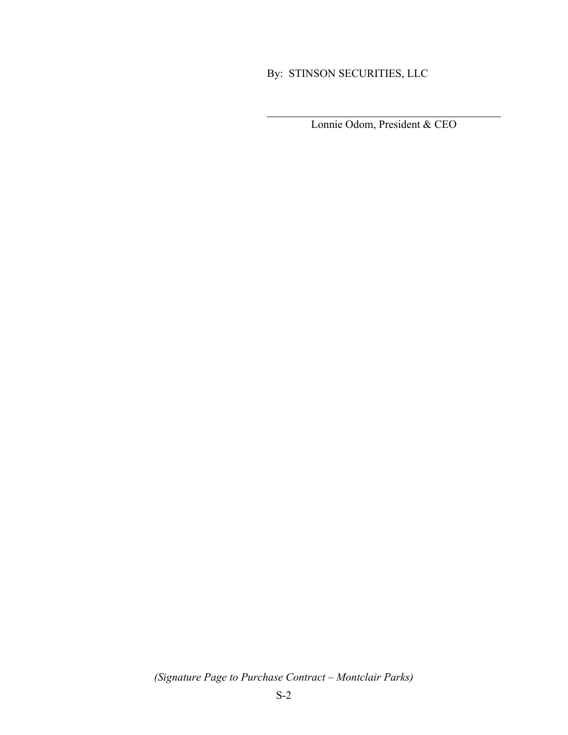By: STINSON SECURITIES, LLC

\_\_\_\_\_\_\_\_\_\_\_\_\_\_\_\_\_\_\_\_\_\_\_\_\_\_\_\_\_\_\_\_\_\_\_\_\_\_\_\_

Lonnie Odom, President & CEO

*(Signature Page to Purchase Contract – Montclair Parks)*

S-2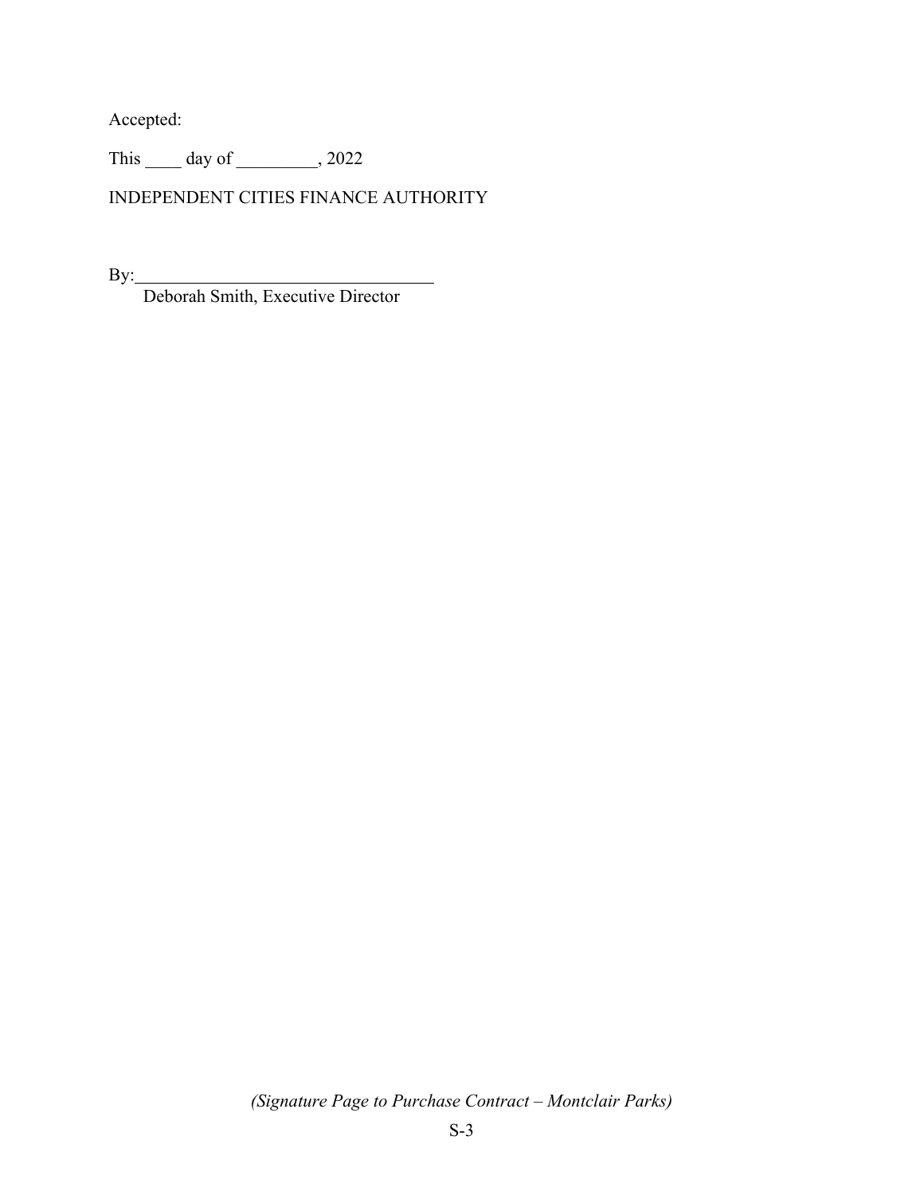Accepted:

This ____ day of _________, 2022

INDEPENDENT CITIES FINANCE AUTHORITY

By:___________________________________
Deborah Smith, Executive Director

*(Signature Page to Purchase Contract – Montclair Parks)*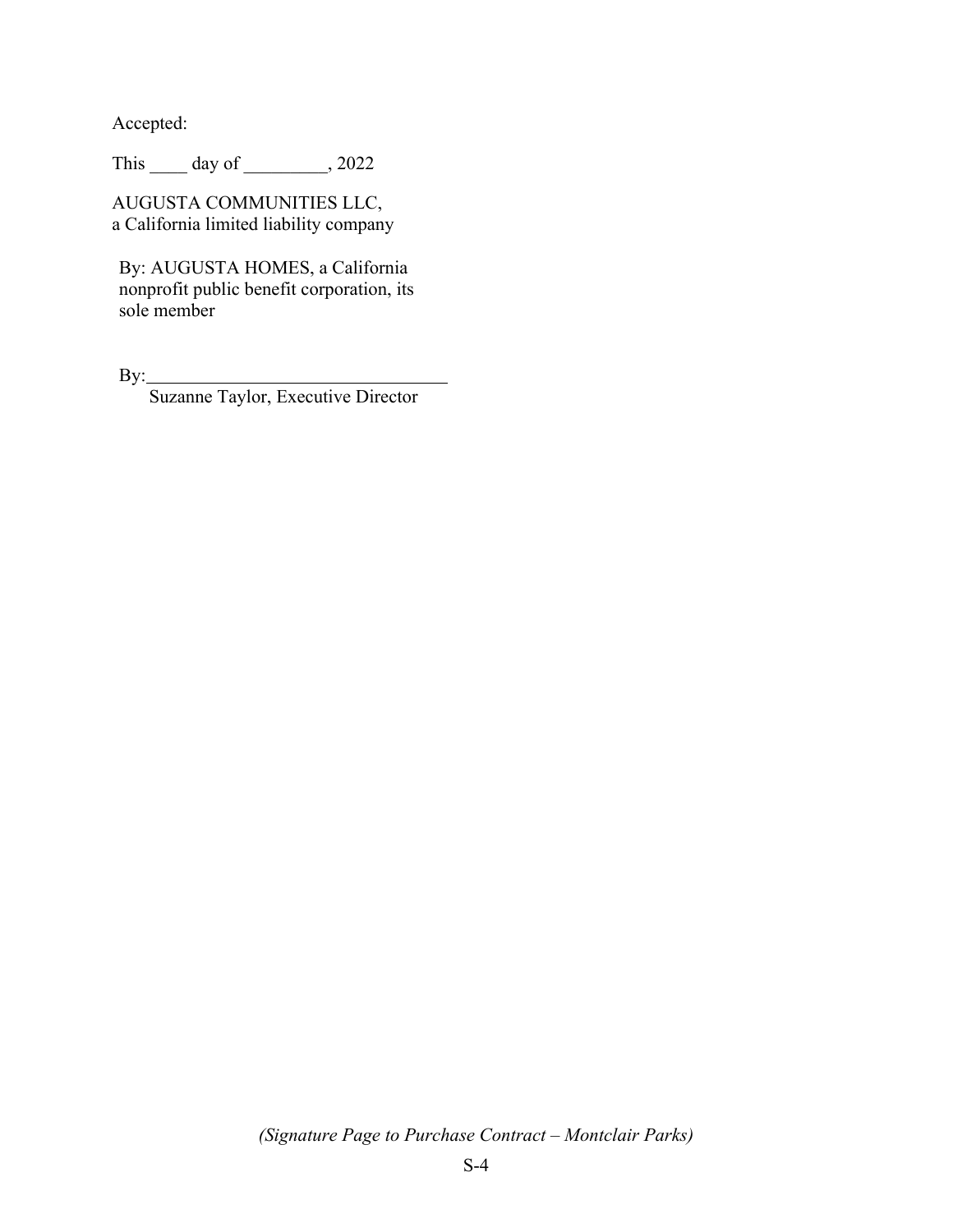Accepted:

This ____ day of _________, 2022

AUGUSTA COMMUNITIES LLC,
a California limited liability company

By: AUGUSTA HOMES, a California nonprofit public benefit corporation, its sole member

By:________________________________
Suzanne Taylor, Executive Director

*(Signature Page to Purchase Contract – Montclair Parks)*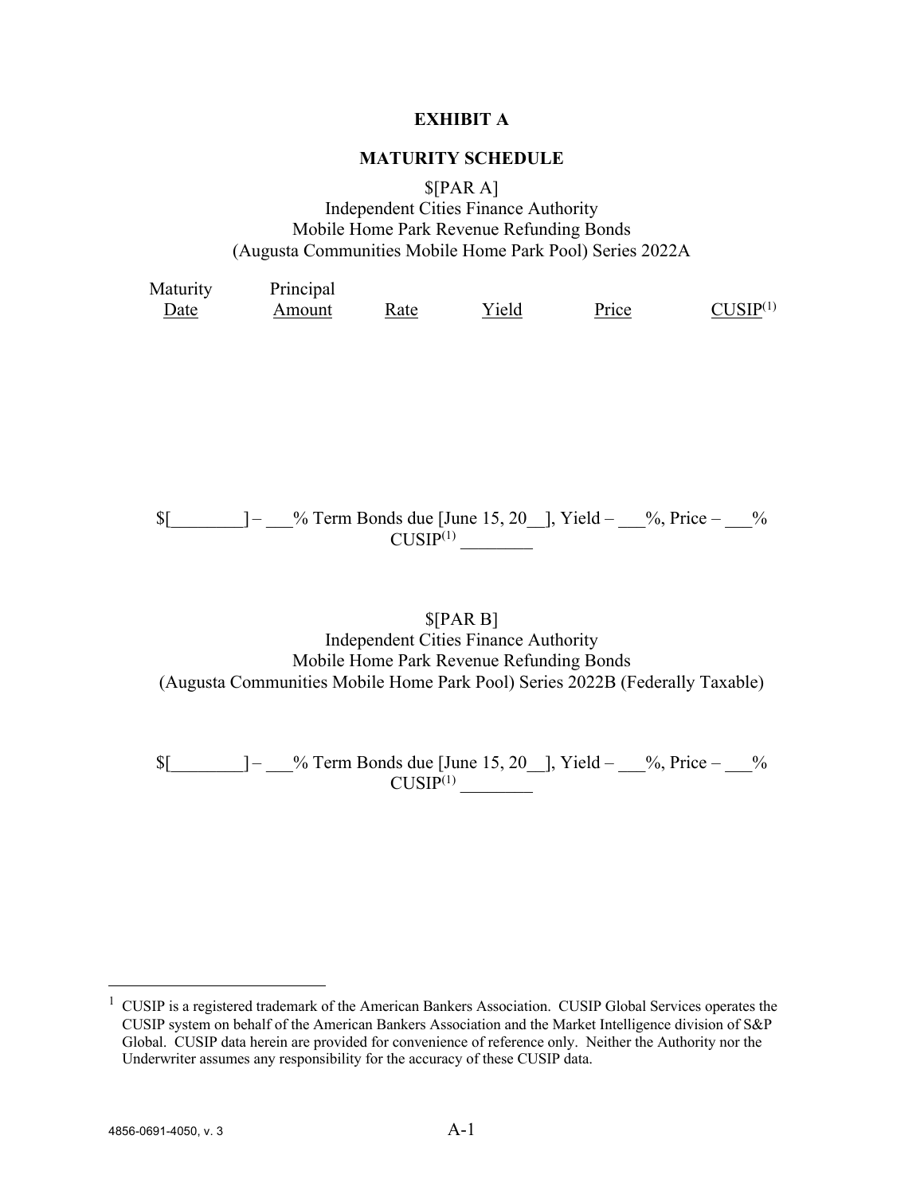# EXHIBIT A

## MATURITY SCHEDULE

$[PAR A]
Independent Cities Finance Authority
Mobile Home Park Revenue Refunding Bonds
(Augusta Communities Mobile Home Park Pool) Series 2022A

| Maturity Date | Principal Amount | Rate | Yield | Price | CUSIP[1] |
|---|---|---|---|---|---|

$[________] – ___% Term Bonds due [June 15, 20__], Yield – ___%, Price – ___%
CUSIP[1] ________

$[PAR B]
Independent Cities Finance Authority
Mobile Home Park Revenue Refunding Bonds
(Augusta Communities Mobile Home Park Pool) Series 2022B (Federally Taxable)

$[________] – ___% Term Bonds due [June 15, 20__], Yield – ___%, Price – ___%
CUSIP[1] ________

---

[1] CUSIP is a registered trademark of the American Bankers Association. CUSIP Global Services operates the CUSIP system on behalf of the American Bankers Association and the Market Intelligence division of S&P Global. CUSIP data herein are provided for convenience of reference only. Neither the Authority nor the Underwriter assumes any responsibility for the accuracy of these CUSIP data.

4856-0691-4050, v. 3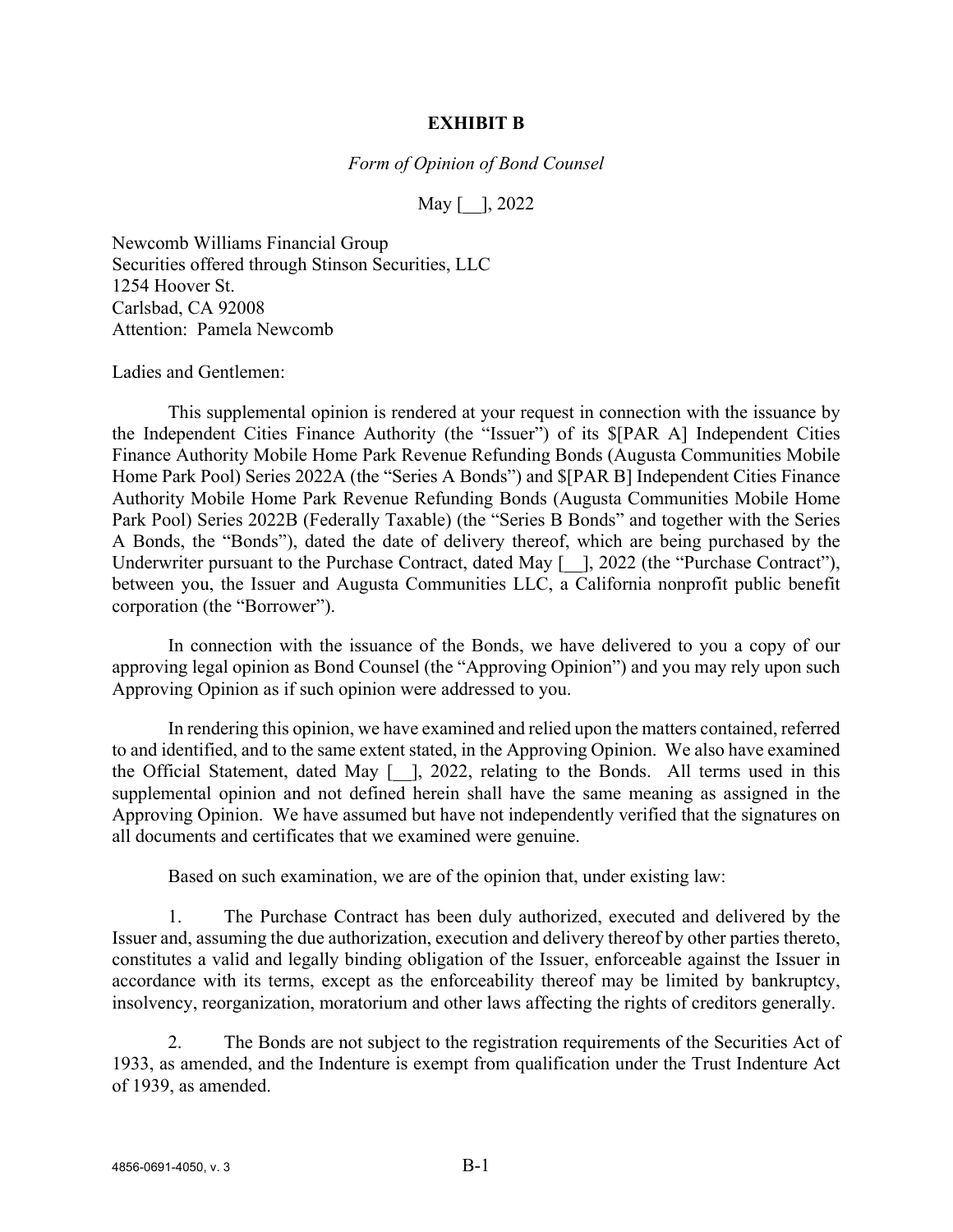# EXHIBIT B

*Form of Opinion of Bond Counsel*

May [__], 2022

Newcomb Williams Financial Group
Securities offered through Stinson Securities, LLC
1254 Hoover St.
Carlsbad, CA 92008
Attention: Pamela Newcomb

Ladies and Gentlemen:

This supplemental opinion is rendered at your request in connection with the issuance by the Independent Cities Finance Authority (the "Issuer") of its $[PAR A] Independent Cities Finance Authority Mobile Home Park Revenue Refunding Bonds (Augusta Communities Mobile Home Park Pool) Series 2022A (the "Series A Bonds") and $[PAR B] Independent Cities Finance Authority Mobile Home Park Revenue Refunding Bonds (Augusta Communities Mobile Home Park Pool) Series 2022B (Federally Taxable) (the "Series B Bonds" and together with the Series A Bonds, the "Bonds"), dated the date of delivery thereof, which are being purchased by the Underwriter pursuant to the Purchase Contract, dated May [__], 2022 (the "Purchase Contract"), between you, the Issuer and Augusta Communities LLC, a California nonprofit public benefit corporation (the "Borrower").

In connection with the issuance of the Bonds, we have delivered to you a copy of our approving legal opinion as Bond Counsel (the "Approving Opinion") and you may rely upon such Approving Opinion as if such opinion were addressed to you.

In rendering this opinion, we have examined and relied upon the matters contained, referred to and identified, and to the same extent stated, in the Approving Opinion. We also have examined the Official Statement, dated May [__], 2022, relating to the Bonds. All terms used in this supplemental opinion and not defined herein shall have the same meaning as assigned in the Approving Opinion. We have assumed but have not independently verified that the signatures on all documents and certificates that we examined were genuine.

Based on such examination, we are of the opinion that, under existing law:

1. The Purchase Contract has been duly authorized, executed and delivered by the Issuer and, assuming the due authorization, execution and delivery thereof by other parties thereto, constitutes a valid and legally binding obligation of the Issuer, enforceable against the Issuer in accordance with its terms, except as the enforceability thereof may be limited by bankruptcy, insolvency, reorganization, moratorium and other laws affecting the rights of creditors generally.

2. The Bonds are not subject to the registration requirements of the Securities Act of 1933, as amended, and the Indenture is exempt from qualification under the Trust Indenture Act of 1939, as amended.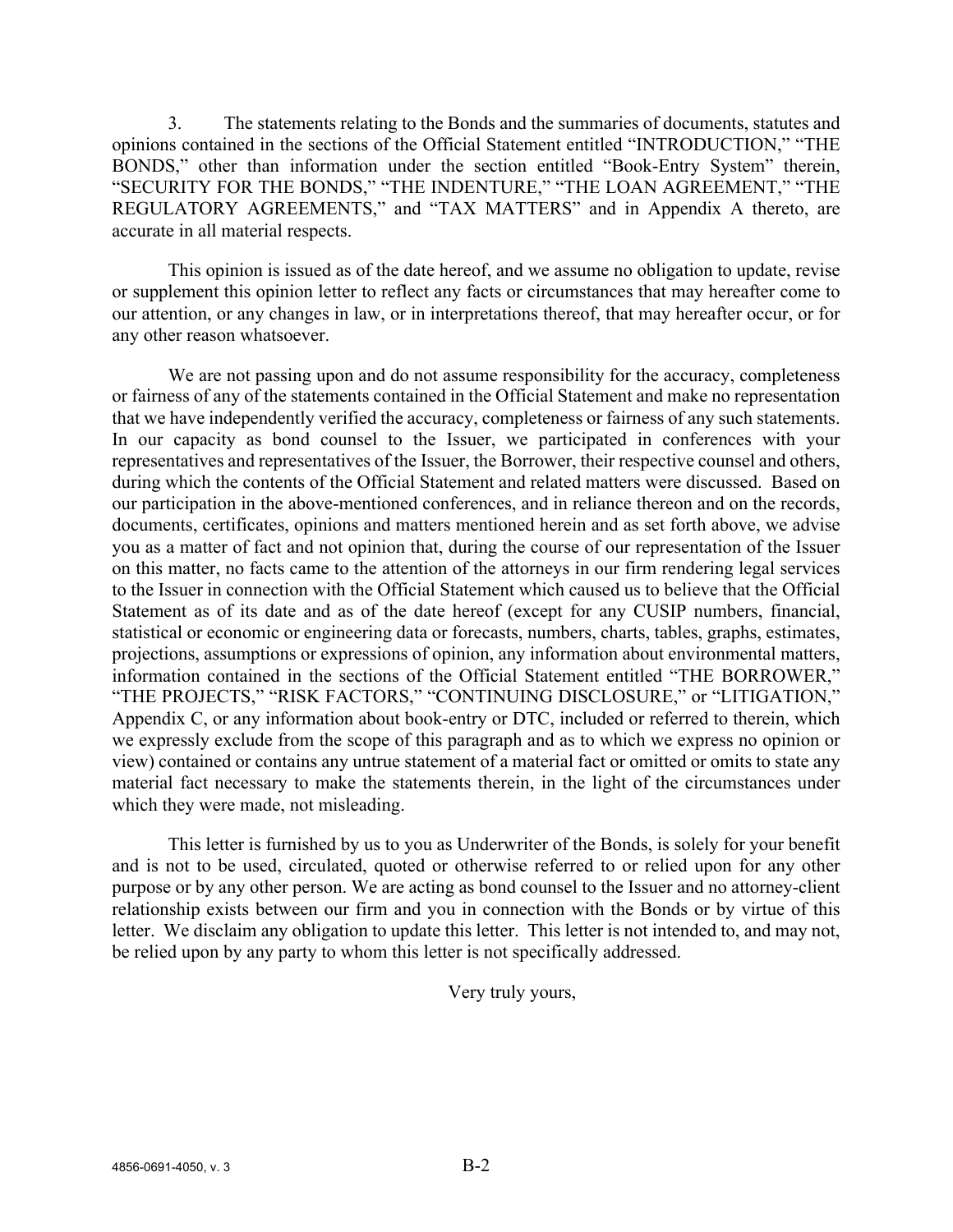3. The statements relating to the Bonds and the summaries of documents, statutes and opinions contained in the sections of the Official Statement entitled "INTRODUCTION," "THE BONDS," other than information under the section entitled "Book-Entry System" therein, "SECURITY FOR THE BONDS," "THE INDENTURE," "THE LOAN AGREEMENT," "THE REGULATORY AGREEMENTS," and "TAX MATTERS" and in Appendix A thereto, are accurate in all material respects.

This opinion is issued as of the date hereof, and we assume no obligation to update, revise or supplement this opinion letter to reflect any facts or circumstances that may hereafter come to our attention, or any changes in law, or in interpretations thereof, that may hereafter occur, or for any other reason whatsoever.

We are not passing upon and do not assume responsibility for the accuracy, completeness or fairness of any of the statements contained in the Official Statement and make no representation that we have independently verified the accuracy, completeness or fairness of any such statements. In our capacity as bond counsel to the Issuer, we participated in conferences with your representatives and representatives of the Issuer, the Borrower, their respective counsel and others, during which the contents of the Official Statement and related matters were discussed. Based on our participation in the above-mentioned conferences, and in reliance thereon and on the records, documents, certificates, opinions and matters mentioned herein and as set forth above, we advise you as a matter of fact and not opinion that, during the course of our representation of the Issuer on this matter, no facts came to the attention of the attorneys in our firm rendering legal services to the Issuer in connection with the Official Statement which caused us to believe that the Official Statement as of its date and as of the date hereof (except for any CUSIP numbers, financial, statistical or economic or engineering data or forecasts, numbers, charts, tables, graphs, estimates, projections, assumptions or expressions of opinion, any information about environmental matters, information contained in the sections of the Official Statement entitled "THE BORROWER," "THE PROJECTS," "RISK FACTORS," "CONTINUING DISCLOSURE," or "LITIGATION," Appendix C, or any information about book-entry or DTC, included or referred to therein, which we expressly exclude from the scope of this paragraph and as to which we express no opinion or view) contained or contains any untrue statement of a material fact or omitted or omits to state any material fact necessary to make the statements therein, in the light of the circumstances under which they were made, not misleading.

This letter is furnished by us to you as Underwriter of the Bonds, is solely for your benefit and is not to be used, circulated, quoted or otherwise referred to or relied upon for any other purpose or by any other person. We are acting as bond counsel to the Issuer and no attorney-client relationship exists between our firm and you in connection with the Bonds or by virtue of this letter. We disclaim any obligation to update this letter. This letter is not intended to, and may not, be relied upon by any party to whom this letter is not specifically addressed.

Very truly yours,

4856-0691-4050, v. 3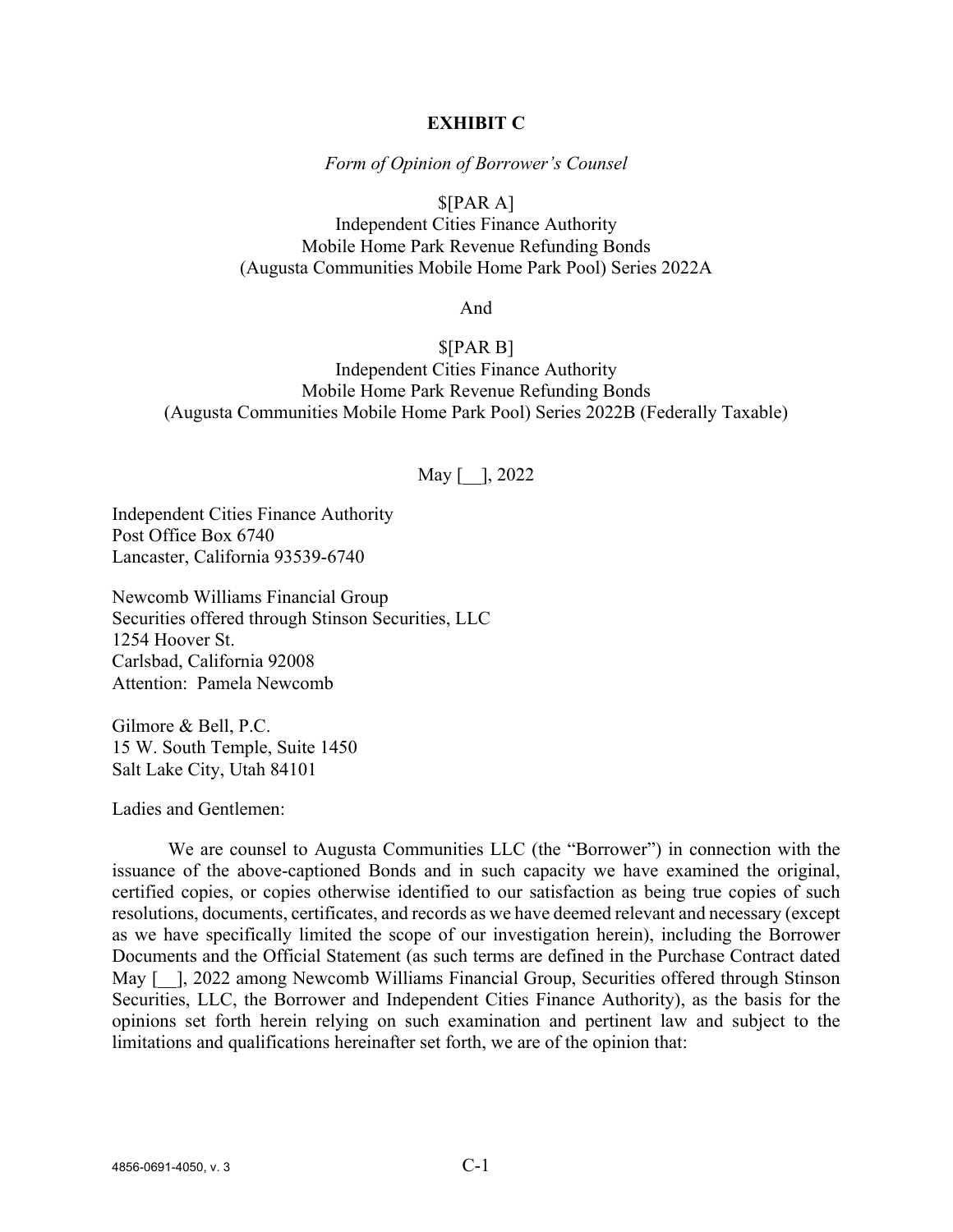# EXHIBIT C

*Form of Opinion of Borrower's Counsel*

$[PAR A]
Independent Cities Finance Authority
Mobile Home Park Revenue Refunding Bonds
(Augusta Communities Mobile Home Park Pool) Series 2022A

And

$[PAR B]
Independent Cities Finance Authority
Mobile Home Park Revenue Refunding Bonds
(Augusta Communities Mobile Home Park Pool) Series 2022B (Federally Taxable)

May [__], 2022

Independent Cities Finance Authority
Post Office Box 6740
Lancaster, California 93539-6740

Newcomb Williams Financial Group
Securities offered through Stinson Securities, LLC
1254 Hoover St.
Carlsbad, California 92008
Attention: Pamela Newcomb

Gilmore & Bell, P.C.
15 W. South Temple, Suite 1450
Salt Lake City, Utah 84101

Ladies and Gentlemen:

We are counsel to Augusta Communities LLC (the "Borrower") in connection with the issuance of the above-captioned Bonds and in such capacity we have examined the original, certified copies, or copies otherwise identified to our satisfaction as being true copies of such resolutions, documents, certificates, and records as we have deemed relevant and necessary (except as we have specifically limited the scope of our investigation herein), including the Borrower Documents and the Official Statement (as such terms are defined in the Purchase Contract dated May [__], 2022 among Newcomb Williams Financial Group, Securities offered through Stinson Securities, LLC, the Borrower and Independent Cities Finance Authority), as the basis for the opinions set forth herein relying on such examination and pertinent law and subject to the limitations and qualifications hereinafter set forth, we are of the opinion that: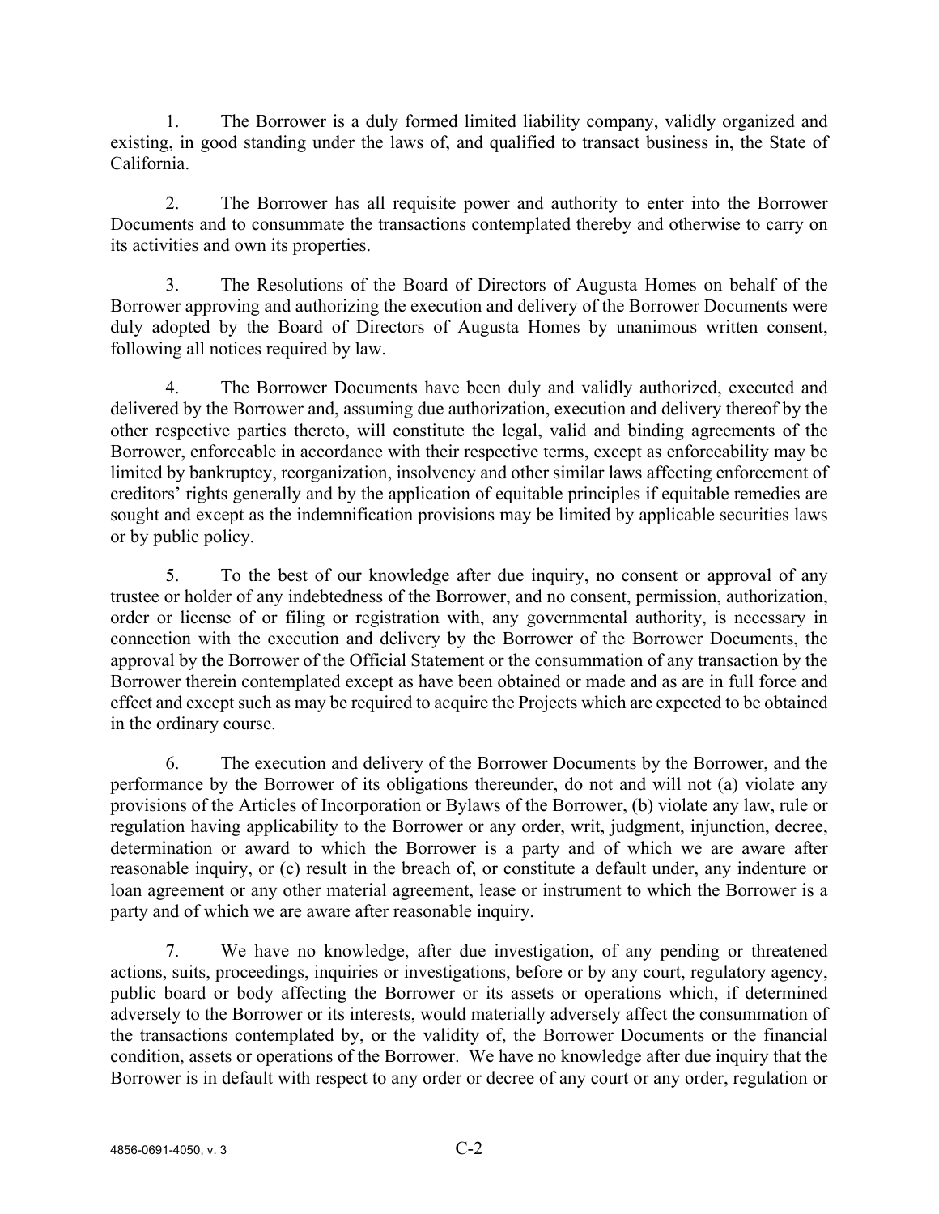1. The Borrower is a duly formed limited liability company, validly organized and existing, in good standing under the laws of, and qualified to transact business in, the State of California.

2. The Borrower has all requisite power and authority to enter into the Borrower Documents and to consummate the transactions contemplated thereby and otherwise to carry on its activities and own its properties.

3. The Resolutions of the Board of Directors of Augusta Homes on behalf of the Borrower approving and authorizing the execution and delivery of the Borrower Documents were duly adopted by the Board of Directors of Augusta Homes by unanimous written consent, following all notices required by law.

4. The Borrower Documents have been duly and validly authorized, executed and delivered by the Borrower and, assuming due authorization, execution and delivery thereof by the other respective parties thereto, will constitute the legal, valid and binding agreements of the Borrower, enforceable in accordance with their respective terms, except as enforceability may be limited by bankruptcy, reorganization, insolvency and other similar laws affecting enforcement of creditors' rights generally and by the application of equitable principles if equitable remedies are sought and except as the indemnification provisions may be limited by applicable securities laws or by public policy.

5. To the best of our knowledge after due inquiry, no consent or approval of any trustee or holder of any indebtedness of the Borrower, and no consent, permission, authorization, order or license of or filing or registration with, any governmental authority, is necessary in connection with the execution and delivery by the Borrower of the Borrower Documents, the approval by the Borrower of the Official Statement or the consummation of any transaction by the Borrower therein contemplated except as have been obtained or made and as are in full force and effect and except such as may be required to acquire the Projects which are expected to be obtained in the ordinary course.

6. The execution and delivery of the Borrower Documents by the Borrower, and the performance by the Borrower of its obligations thereunder, do not and will not (a) violate any provisions of the Articles of Incorporation or Bylaws of the Borrower, (b) violate any law, rule or regulation having applicability to the Borrower or any order, writ, judgment, injunction, decree, determination or award to which the Borrower is a party and of which we are aware after reasonable inquiry, or (c) result in the breach of, or constitute a default under, any indenture or loan agreement or any other material agreement, lease or instrument to which the Borrower is a party and of which we are aware after reasonable inquiry.

7. We have no knowledge, after due investigation, of any pending or threatened actions, suits, proceedings, inquiries or investigations, before or by any court, regulatory agency, public board or body affecting the Borrower or its assets or operations which, if determined adversely to the Borrower or its interests, would materially adversely affect the consummation of the transactions contemplated by, or the validity of, the Borrower Documents or the financial condition, assets or operations of the Borrower. We have no knowledge after due inquiry that the Borrower is in default with respect to any order or decree of any court or any order, regulation or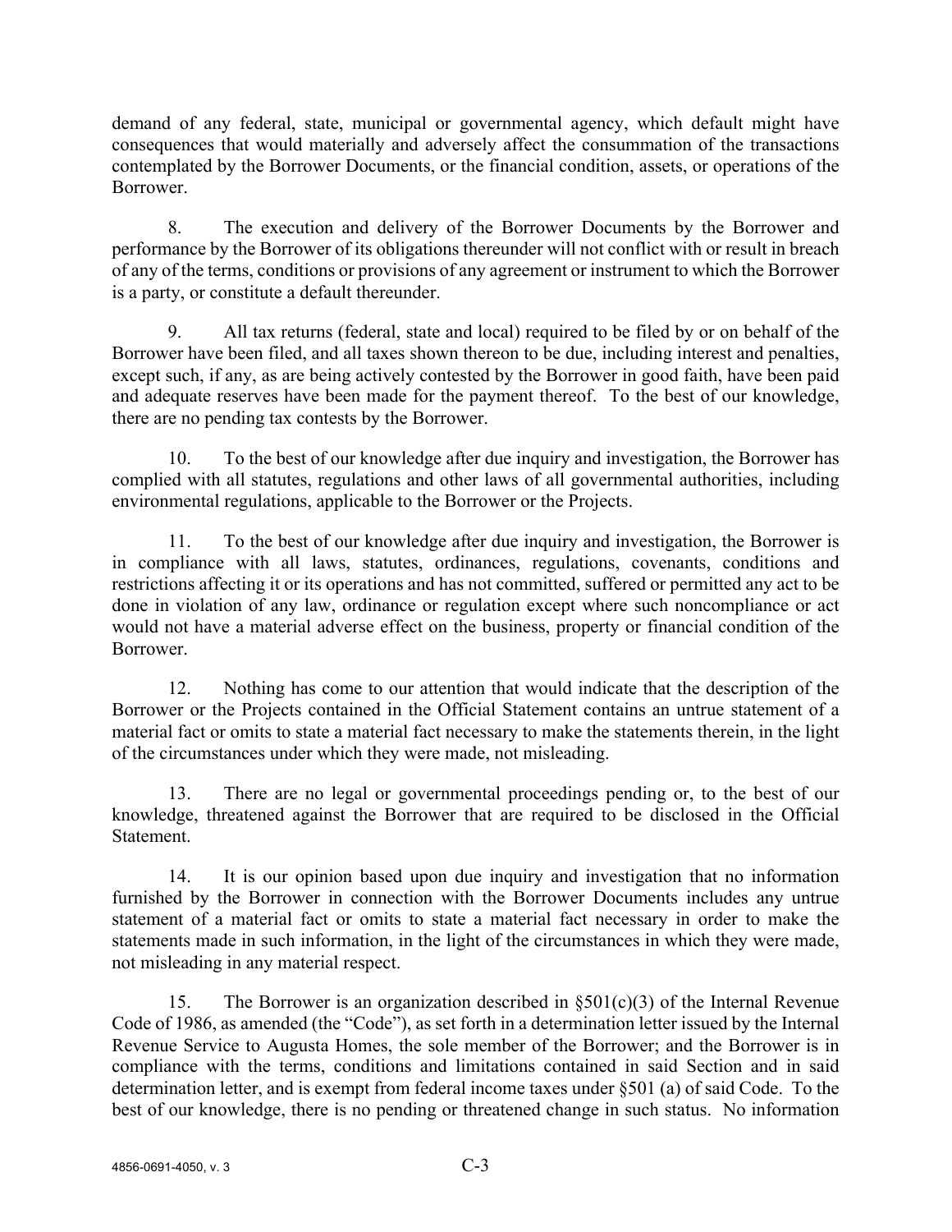demand of any federal, state, municipal or governmental agency, which default might have consequences that would materially and adversely affect the consummation of the transactions contemplated by the Borrower Documents, or the financial condition, assets, or operations of the Borrower.

8. The execution and delivery of the Borrower Documents by the Borrower and performance by the Borrower of its obligations thereunder will not conflict with or result in breach of any of the terms, conditions or provisions of any agreement or instrument to which the Borrower is a party, or constitute a default thereunder.

9. All tax returns (federal, state and local) required to be filed by or on behalf of the Borrower have been filed, and all taxes shown thereon to be due, including interest and penalties, except such, if any, as are being actively contested by the Borrower in good faith, have been paid and adequate reserves have been made for the payment thereof. To the best of our knowledge, there are no pending tax contests by the Borrower.

10. To the best of our knowledge after due inquiry and investigation, the Borrower has complied with all statutes, regulations and other laws of all governmental authorities, including environmental regulations, applicable to the Borrower or the Projects.

11. To the best of our knowledge after due inquiry and investigation, the Borrower is in compliance with all laws, statutes, ordinances, regulations, covenants, conditions and restrictions affecting it or its operations and has not committed, suffered or permitted any act to be done in violation of any law, ordinance or regulation except where such noncompliance or act would not have a material adverse effect on the business, property or financial condition of the Borrower.

12. Nothing has come to our attention that would indicate that the description of the Borrower or the Projects contained in the Official Statement contains an untrue statement of a material fact or omits to state a material fact necessary to make the statements therein, in the light of the circumstances under which they were made, not misleading.

13. There are no legal or governmental proceedings pending or, to the best of our knowledge, threatened against the Borrower that are required to be disclosed in the Official Statement.

14. It is our opinion based upon due inquiry and investigation that no information furnished by the Borrower in connection with the Borrower Documents includes any untrue statement of a material fact or omits to state a material fact necessary in order to make the statements made in such information, in the light of the circumstances in which they were made, not misleading in any material respect.

15. The Borrower is an organization described in §501(c)(3) of the Internal Revenue Code of 1986, as amended (the "Code"), as set forth in a determination letter issued by the Internal Revenue Service to Augusta Homes, the sole member of the Borrower; and the Borrower is in compliance with the terms, conditions and limitations contained in said Section and in said determination letter, and is exempt from federal income taxes under §501 (a) of said Code. To the best of our knowledge, there is no pending or threatened change in such status. No information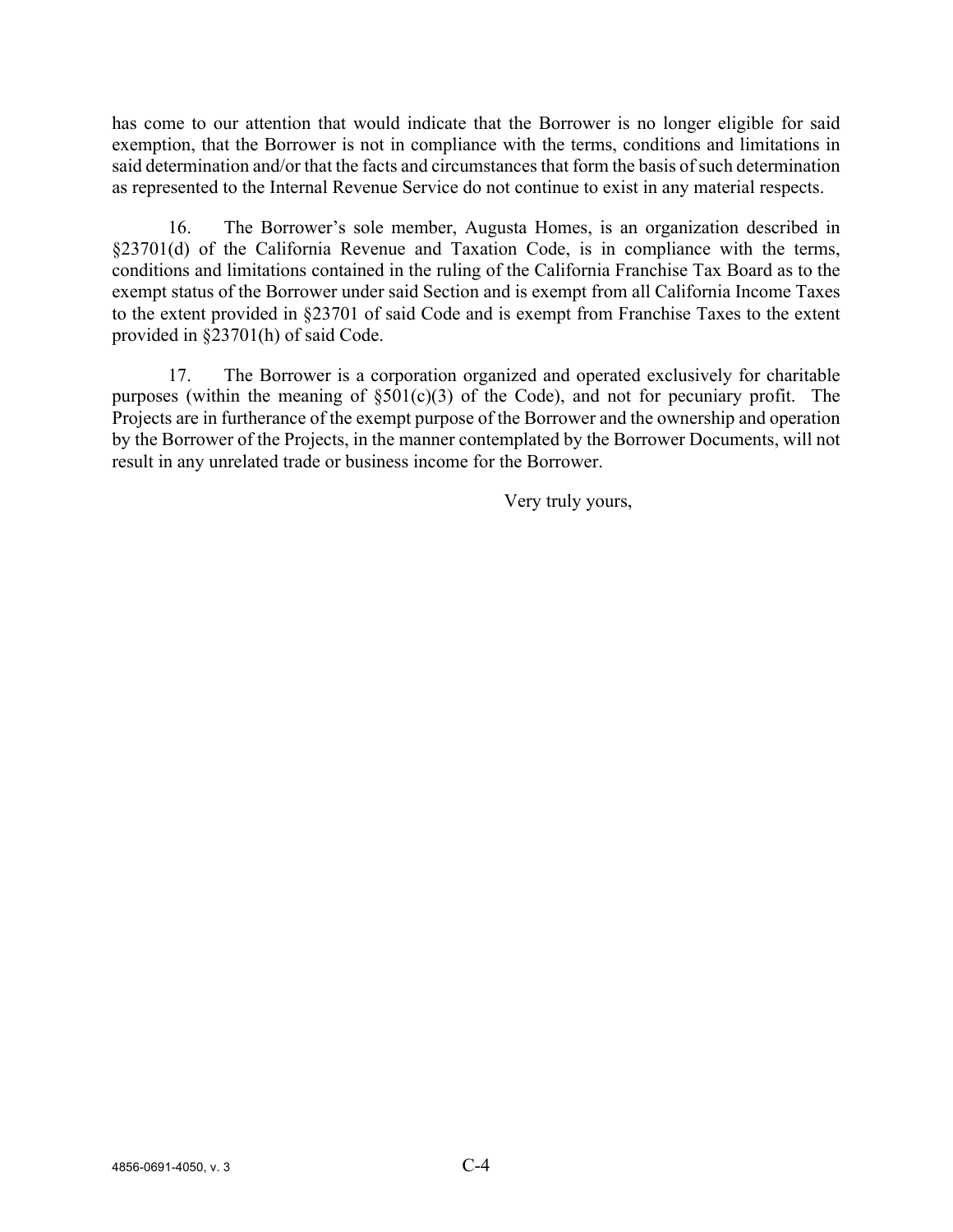has come to our attention that would indicate that the Borrower is no longer eligible for said exemption, that the Borrower is not in compliance with the terms, conditions and limitations in said determination and/or that the facts and circumstances that form the basis of such determination as represented to the Internal Revenue Service do not continue to exist in any material respects.

16. The Borrower's sole member, Augusta Homes, is an organization described in §23701(d) of the California Revenue and Taxation Code, is in compliance with the terms, conditions and limitations contained in the ruling of the California Franchise Tax Board as to the exempt status of the Borrower under said Section and is exempt from all California Income Taxes to the extent provided in §23701 of said Code and is exempt from Franchise Taxes to the extent provided in §23701(h) of said Code.

17. The Borrower is a corporation organized and operated exclusively for charitable purposes (within the meaning of §501(c)(3) of the Code), and not for pecuniary profit. The Projects are in furtherance of the exempt purpose of the Borrower and the ownership and operation by the Borrower of the Projects, in the manner contemplated by the Borrower Documents, will not result in any unrelated trade or business income for the Borrower.

Very truly yours,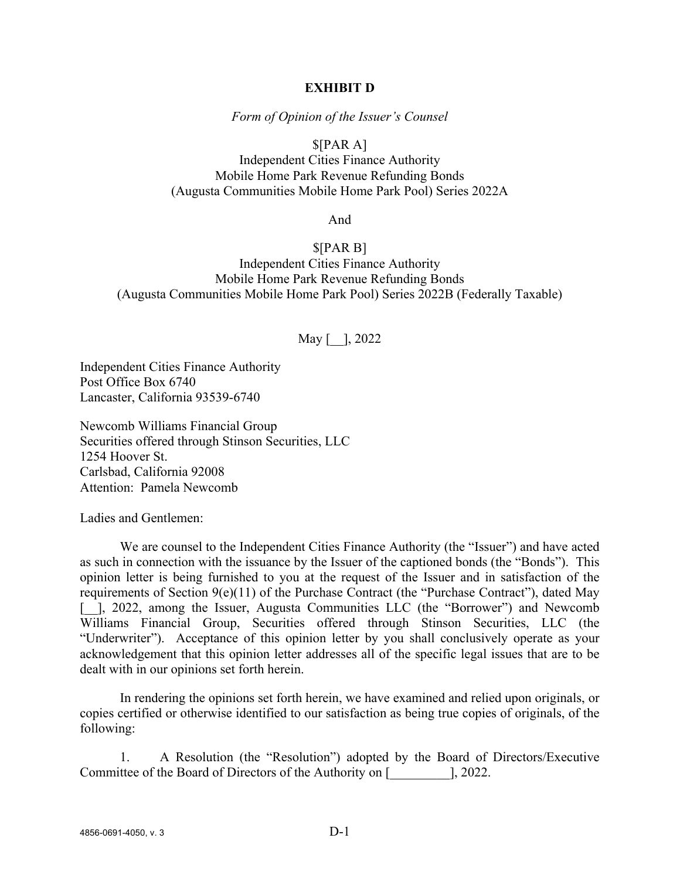# EXHIBIT D

*Form of Opinion of the Issuer's Counsel*

$[PAR A]
Independent Cities Finance Authority
Mobile Home Park Revenue Refunding Bonds
(Augusta Communities Mobile Home Park Pool) Series 2022A

And

$[PAR B]
Independent Cities Finance Authority
Mobile Home Park Revenue Refunding Bonds
(Augusta Communities Mobile Home Park Pool) Series 2022B (Federally Taxable)

May [__], 2022

Independent Cities Finance Authority
Post Office Box 6740
Lancaster, California 93539-6740

Newcomb Williams Financial Group
Securities offered through Stinson Securities, LLC
1254 Hoover St.
Carlsbad, California 92008
Attention: Pamela Newcomb

Ladies and Gentlemen:

We are counsel to the Independent Cities Finance Authority (the "Issuer") and have acted as such in connection with the issuance by the Issuer of the captioned bonds (the "Bonds"). This opinion letter is being furnished to you at the request of the Issuer and in satisfaction of the requirements of Section 9(e)(11) of the Purchase Contract (the "Purchase Contract"), dated May [__], 2022, among the Issuer, Augusta Communities LLC (the "Borrower") and Newcomb Williams Financial Group, Securities offered through Stinson Securities, LLC (the "Underwriter"). Acceptance of this opinion letter by you shall conclusively operate as your acknowledgement that this opinion letter addresses all of the specific legal issues that are to be dealt with in our opinions set forth herein.

In rendering the opinions set forth herein, we have examined and relied upon originals, or copies certified or otherwise identified to our satisfaction as being true copies of originals, of the following:

1. A Resolution (the "Resolution") adopted by the Board of Directors/Executive Committee of the Board of Directors of the Authority on [_________], 2022.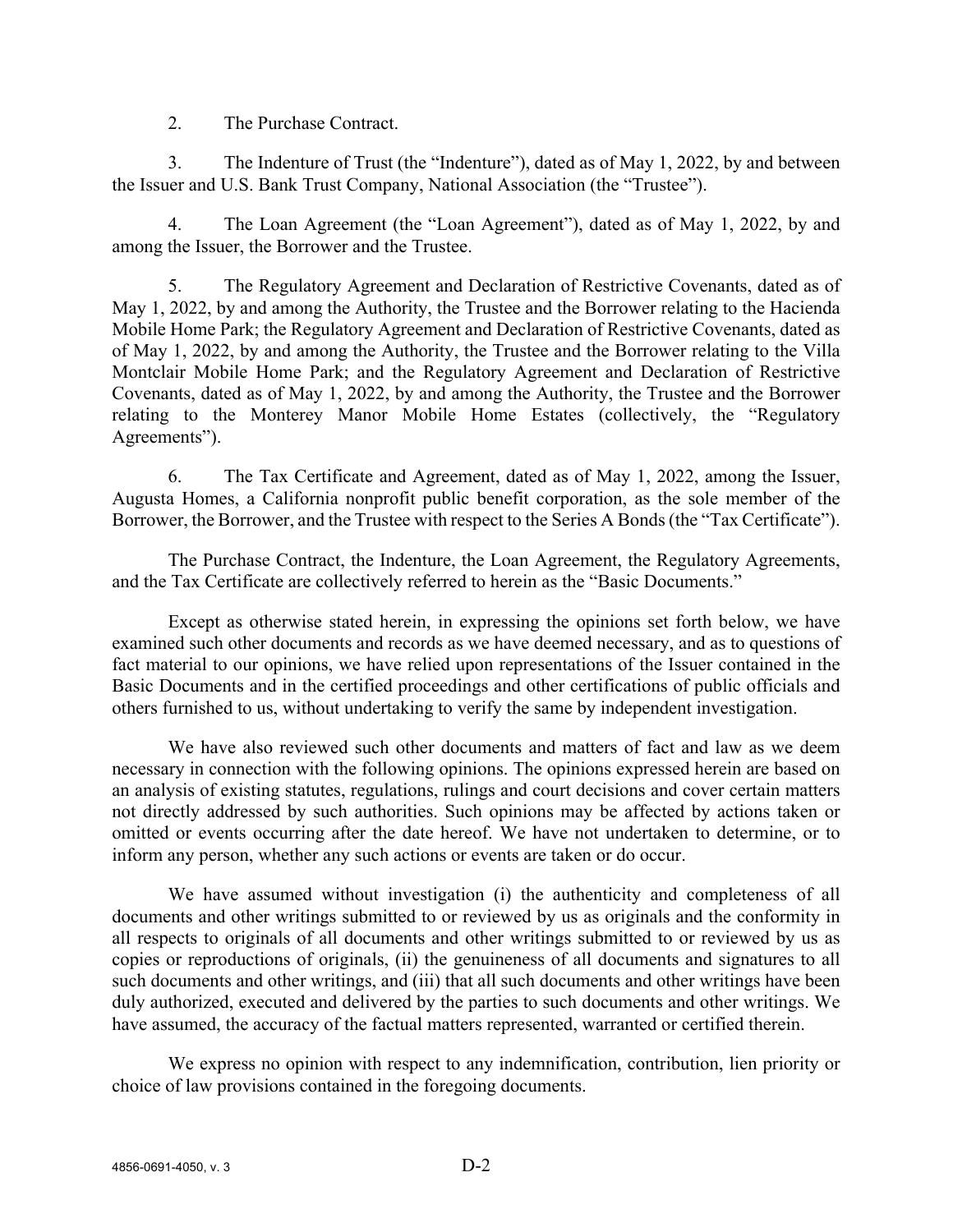2. The Purchase Contract.

3. The Indenture of Trust (the "Indenture"), dated as of May 1, 2022, by and between the Issuer and U.S. Bank Trust Company, National Association (the "Trustee").

4. The Loan Agreement (the "Loan Agreement"), dated as of May 1, 2022, by and among the Issuer, the Borrower and the Trustee.

5. The Regulatory Agreement and Declaration of Restrictive Covenants, dated as of May 1, 2022, by and among the Authority, the Trustee and the Borrower relating to the Hacienda Mobile Home Park; the Regulatory Agreement and Declaration of Restrictive Covenants, dated as of May 1, 2022, by and among the Authority, the Trustee and the Borrower relating to the Villa Montclair Mobile Home Park; and the Regulatory Agreement and Declaration of Restrictive Covenants, dated as of May 1, 2022, by and among the Authority, the Trustee and the Borrower relating to the Monterey Manor Mobile Home Estates (collectively, the "Regulatory Agreements").

6. The Tax Certificate and Agreement, dated as of May 1, 2022, among the Issuer, Augusta Homes, a California nonprofit public benefit corporation, as the sole member of the Borrower, the Borrower, and the Trustee with respect to the Series A Bonds (the "Tax Certificate").

The Purchase Contract, the Indenture, the Loan Agreement, the Regulatory Agreements, and the Tax Certificate are collectively referred to herein as the "Basic Documents."

Except as otherwise stated herein, in expressing the opinions set forth below, we have examined such other documents and records as we have deemed necessary, and as to questions of fact material to our opinions, we have relied upon representations of the Issuer contained in the Basic Documents and in the certified proceedings and other certifications of public officials and others furnished to us, without undertaking to verify the same by independent investigation.

We have also reviewed such other documents and matters of fact and law as we deem necessary in connection with the following opinions. The opinions expressed herein are based on an analysis of existing statutes, regulations, rulings and court decisions and cover certain matters not directly addressed by such authorities. Such opinions may be affected by actions taken or omitted or events occurring after the date hereof. We have not undertaken to determine, or to inform any person, whether any such actions or events are taken or do occur.

We have assumed without investigation (i) the authenticity and completeness of all documents and other writings submitted to or reviewed by us as originals and the conformity in all respects to originals of all documents and other writings submitted to or reviewed by us as copies or reproductions of originals, (ii) the genuineness of all documents and signatures to all such documents and other writings, and (iii) that all such documents and other writings have been duly authorized, executed and delivered by the parties to such documents and other writings. We have assumed, the accuracy of the factual matters represented, warranted or certified therein.

We express no opinion with respect to any indemnification, contribution, lien priority or choice of law provisions contained in the foregoing documents.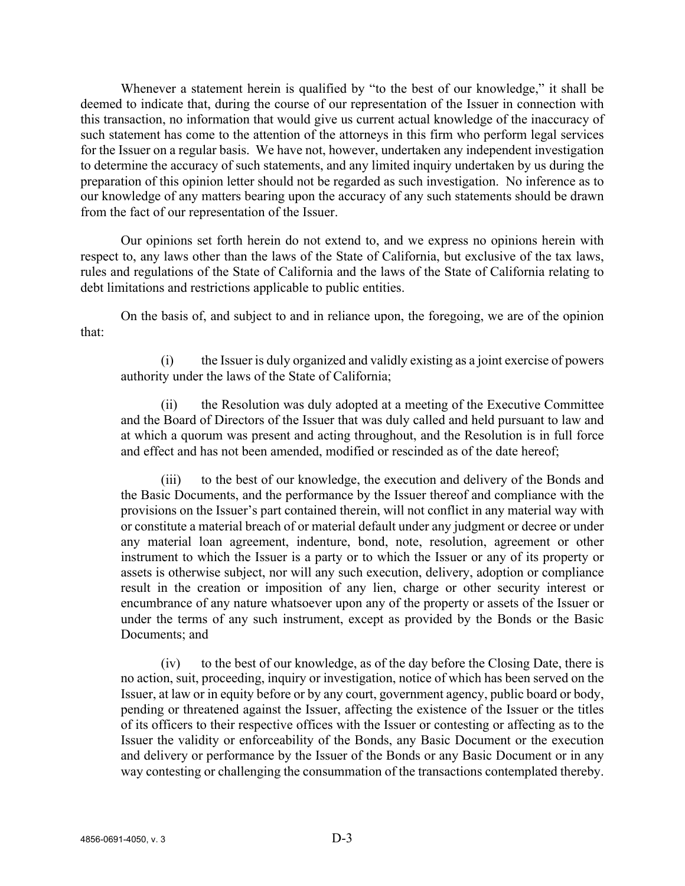Whenever a statement herein is qualified by "to the best of our knowledge," it shall be deemed to indicate that, during the course of our representation of the Issuer in connection with this transaction, no information that would give us current actual knowledge of the inaccuracy of such statement has come to the attention of the attorneys in this firm who perform legal services for the Issuer on a regular basis. We have not, however, undertaken any independent investigation to determine the accuracy of such statements, and any limited inquiry undertaken by us during the preparation of this opinion letter should not be regarded as such investigation. No inference as to our knowledge of any matters bearing upon the accuracy of any such statements should be drawn from the fact of our representation of the Issuer.

Our opinions set forth herein do not extend to, and we express no opinions herein with respect to, any laws other than the laws of the State of California, but exclusive of the tax laws, rules and regulations of the State of California and the laws of the State of California relating to debt limitations and restrictions applicable to public entities.

On the basis of, and subject to and in reliance upon, the foregoing, we are of the opinion that:

(i) the Issuer is duly organized and validly existing as a joint exercise of powers authority under the laws of the State of California;

(ii) the Resolution was duly adopted at a meeting of the Executive Committee and the Board of Directors of the Issuer that was duly called and held pursuant to law and at which a quorum was present and acting throughout, and the Resolution is in full force and effect and has not been amended, modified or rescinded as of the date hereof;

(iii) to the best of our knowledge, the execution and delivery of the Bonds and the Basic Documents, and the performance by the Issuer thereof and compliance with the provisions on the Issuer's part contained therein, will not conflict in any material way with or constitute a material breach of or material default under any judgment or decree or under any material loan agreement, indenture, bond, note, resolution, agreement or other instrument to which the Issuer is a party or to which the Issuer or any of its property or assets is otherwise subject, nor will any such execution, delivery, adoption or compliance result in the creation or imposition of any lien, charge or other security interest or encumbrance of any nature whatsoever upon any of the property or assets of the Issuer or under the terms of any such instrument, except as provided by the Bonds or the Basic Documents; and

(iv) to the best of our knowledge, as of the day before the Closing Date, there is no action, suit, proceeding, inquiry or investigation, notice of which has been served on the Issuer, at law or in equity before or by any court, government agency, public board or body, pending or threatened against the Issuer, affecting the existence of the Issuer or the titles of its officers to their respective offices with the Issuer or contesting or affecting as to the Issuer the validity or enforceability of the Bonds, any Basic Document or the execution and delivery or performance by the Issuer of the Bonds or any Basic Document or in any way contesting or challenging the consummation of the transactions contemplated thereby.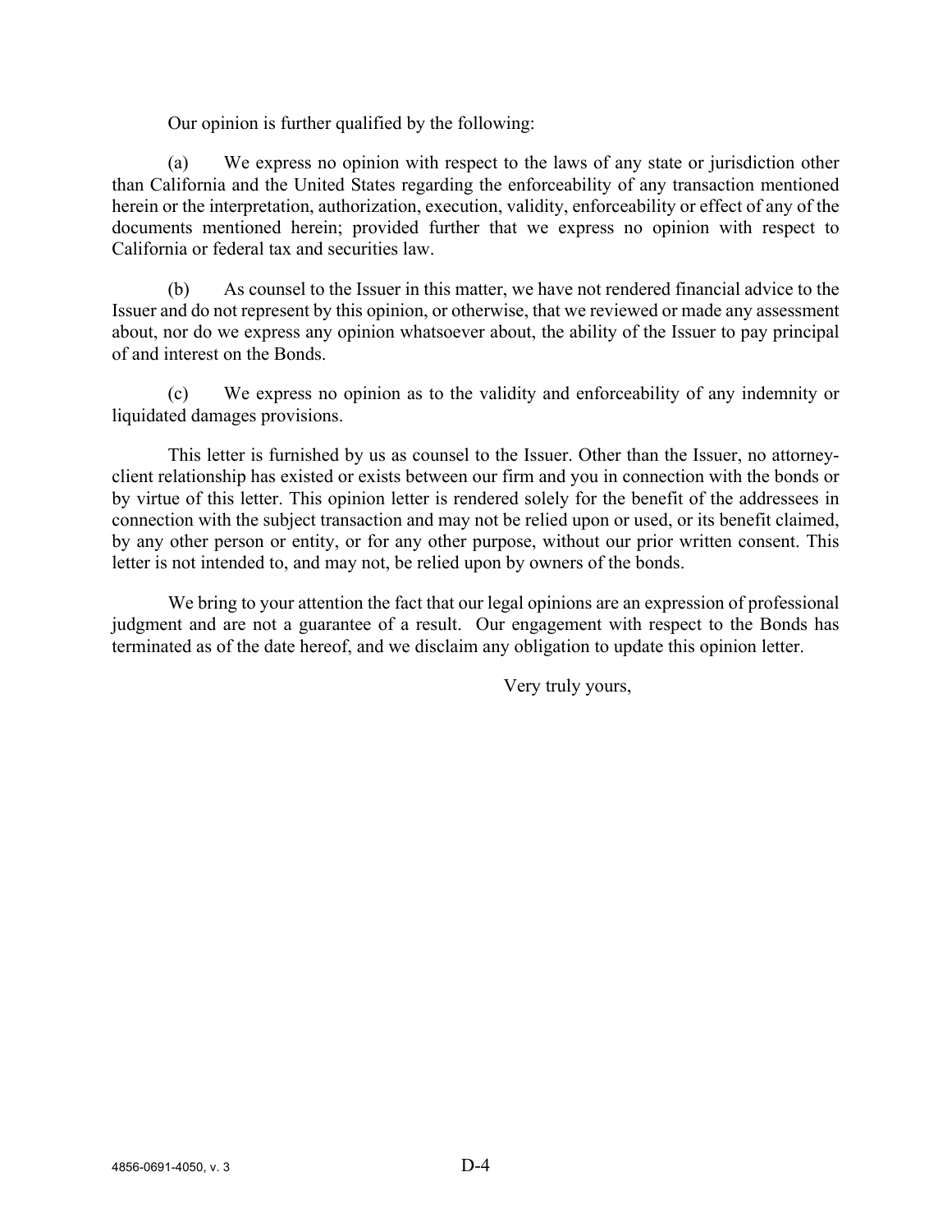Our opinion is further qualified by the following:

(a) We express no opinion with respect to the laws of any state or jurisdiction other than California and the United States regarding the enforceability of any transaction mentioned herein or the interpretation, authorization, execution, validity, enforceability or effect of any of the documents mentioned herein; provided further that we express no opinion with respect to California or federal tax and securities law.

(b) As counsel to the Issuer in this matter, we have not rendered financial advice to the Issuer and do not represent by this opinion, or otherwise, that we reviewed or made any assessment about, nor do we express any opinion whatsoever about, the ability of the Issuer to pay principal of and interest on the Bonds.

(c) We express no opinion as to the validity and enforceability of any indemnity or liquidated damages provisions.

This letter is furnished by us as counsel to the Issuer. Other than the Issuer, no attorney-client relationship has existed or exists between our firm and you in connection with the bonds or by virtue of this letter. This opinion letter is rendered solely for the benefit of the addressees in connection with the subject transaction and may not be relied upon or used, or its benefit claimed, by any other person or entity, or for any other purpose, without our prior written consent. This letter is not intended to, and may not, be relied upon by owners of the bonds.

We bring to your attention the fact that our legal opinions are an expression of professional judgment and are not a guarantee of a result. Our engagement with respect to the Bonds has terminated as of the date hereof, and we disclaim any obligation to update this opinion letter.

Very truly yours,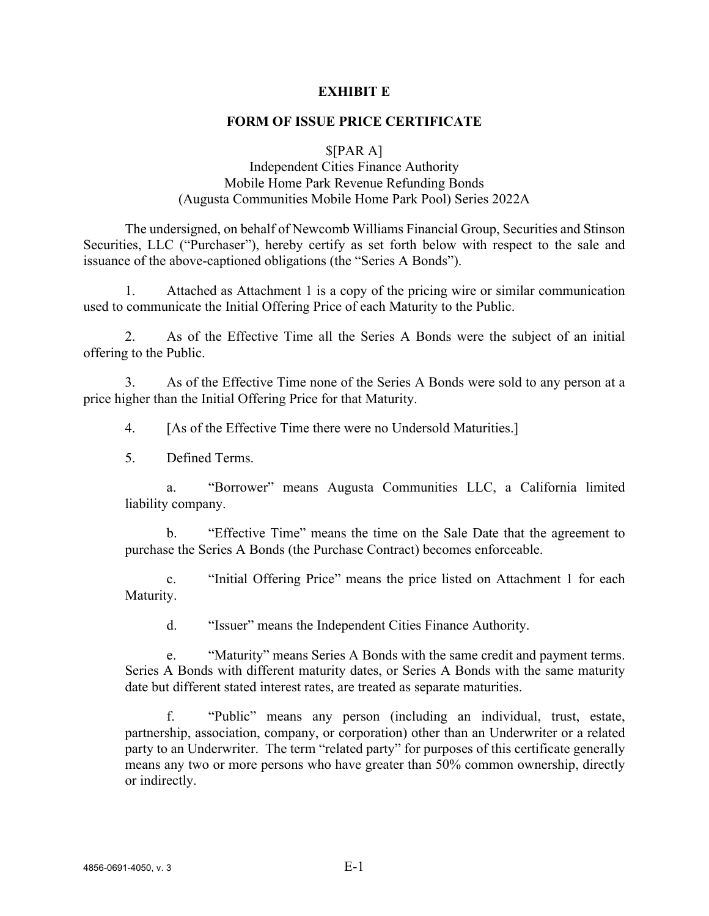# EXHIBIT E

## FORM OF ISSUE PRICE CERTIFICATE

$[PAR A]
Independent Cities Finance Authority
Mobile Home Park Revenue Refunding Bonds
(Augusta Communities Mobile Home Park Pool) Series 2022A

The undersigned, on behalf of Newcomb Williams Financial Group, Securities and Stinson Securities, LLC ("Purchaser"), hereby certify as set forth below with respect to the sale and issuance of the above-captioned obligations (the "Series A Bonds").

1. Attached as Attachment 1 is a copy of the pricing wire or similar communication used to communicate the Initial Offering Price of each Maturity to the Public.

2. As of the Effective Time all the Series A Bonds were the subject of an initial offering to the Public.

3. As of the Effective Time none of the Series A Bonds were sold to any person at a price higher than the Initial Offering Price for that Maturity.

4. [As of the Effective Time there were no Undersold Maturities.]

5. Defined Terms.

   a. "Borrower" means Augusta Communities LLC, a California limited liability company.

   b. "Effective Time" means the time on the Sale Date that the agreement to purchase the Series A Bonds (the Purchase Contract) becomes enforceable.

   c. "Initial Offering Price" means the price listed on Attachment 1 for each Maturity.

   d. "Issuer" means the Independent Cities Finance Authority.

   e. "Maturity" means Series A Bonds with the same credit and payment terms. Series A Bonds with different maturity dates, or Series A Bonds with the same maturity date but different stated interest rates, are treated as separate maturities.

   f. "Public" means any person (including an individual, trust, estate, partnership, association, company, or corporation) other than an Underwriter or a related party to an Underwriter. The term "related party" for purposes of this certificate generally means any two or more persons who have greater than 50% common ownership, directly or indirectly.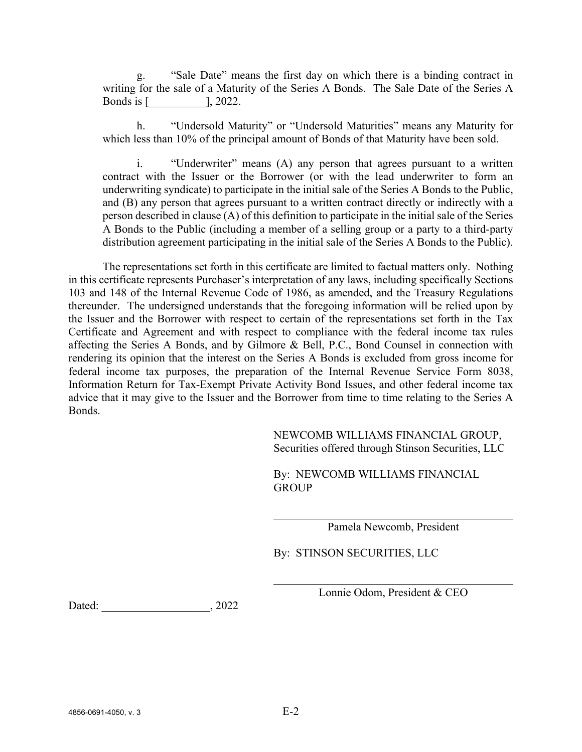g. "Sale Date" means the first day on which there is a binding contract in writing for the sale of a Maturity of the Series A Bonds. The Sale Date of the Series A Bonds is [__________], 2022.

h. "Undersold Maturity" or "Undersold Maturities" means any Maturity for which less than 10% of the principal amount of Bonds of that Maturity have been sold.

i. "Underwriter" means (A) any person that agrees pursuant to a written contract with the Issuer or the Borrower (or with the lead underwriter to form an underwriting syndicate) to participate in the initial sale of the Series A Bonds to the Public, and (B) any person that agrees pursuant to a written contract directly or indirectly with a person described in clause (A) of this definition to participate in the initial sale of the Series A Bonds to the Public (including a member of a selling group or a party to a third-party distribution agreement participating in the initial sale of the Series A Bonds to the Public).

The representations set forth in this certificate are limited to factual matters only. Nothing in this certificate represents Purchaser's interpretation of any laws, including specifically Sections 103 and 148 of the Internal Revenue Code of 1986, as amended, and the Treasury Regulations thereunder. The undersigned understands that the foregoing information will be relied upon by the Issuer and the Borrower with respect to certain of the representations set forth in the Tax Certificate and Agreement and with respect to compliance with the federal income tax rules affecting the Series A Bonds, and by Gilmore & Bell, P.C., Bond Counsel in connection with rendering its opinion that the interest on the Series A Bonds is excluded from gross income for federal income tax purposes, the preparation of the Internal Revenue Service Form 8038, Information Return for Tax-Exempt Private Activity Bond Issues, and other federal income tax advice that it may give to the Issuer and the Borrower from time to time relating to the Series A Bonds.

NEWCOMB WILLIAMS FINANCIAL GROUP,
Securities offered through Stinson Securities, LLC

By: NEWCOMB WILLIAMS FINANCIAL GROUP

______________________________________
Pamela Newcomb, President

By: STINSON SECURITIES, LLC

______________________________________
Lonnie Odom, President & CEO

Dated: ___________________, 2022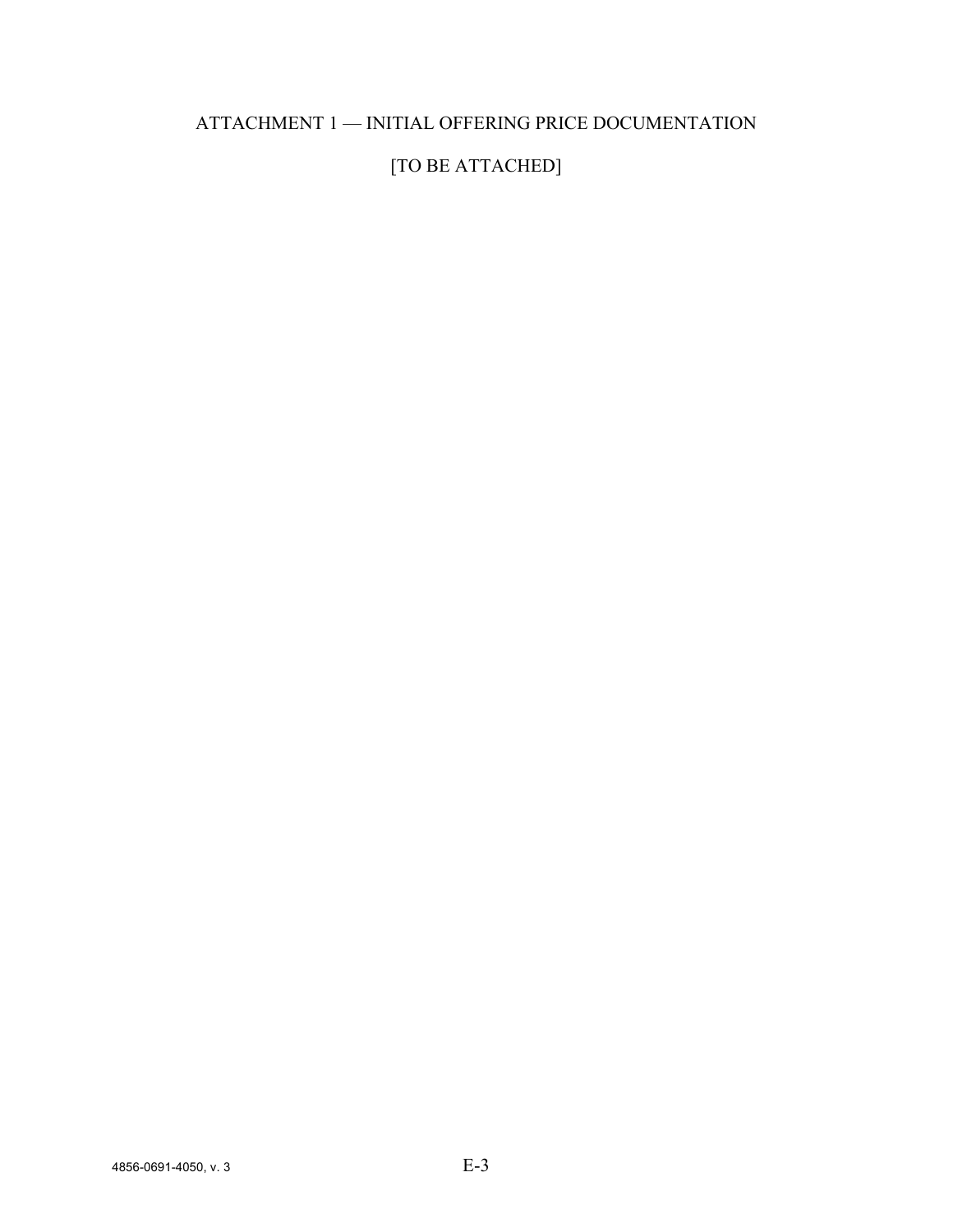# ATTACHMENT 1 — INITIAL OFFERING PRICE DOCUMENTATION

[TO BE ATTACHED]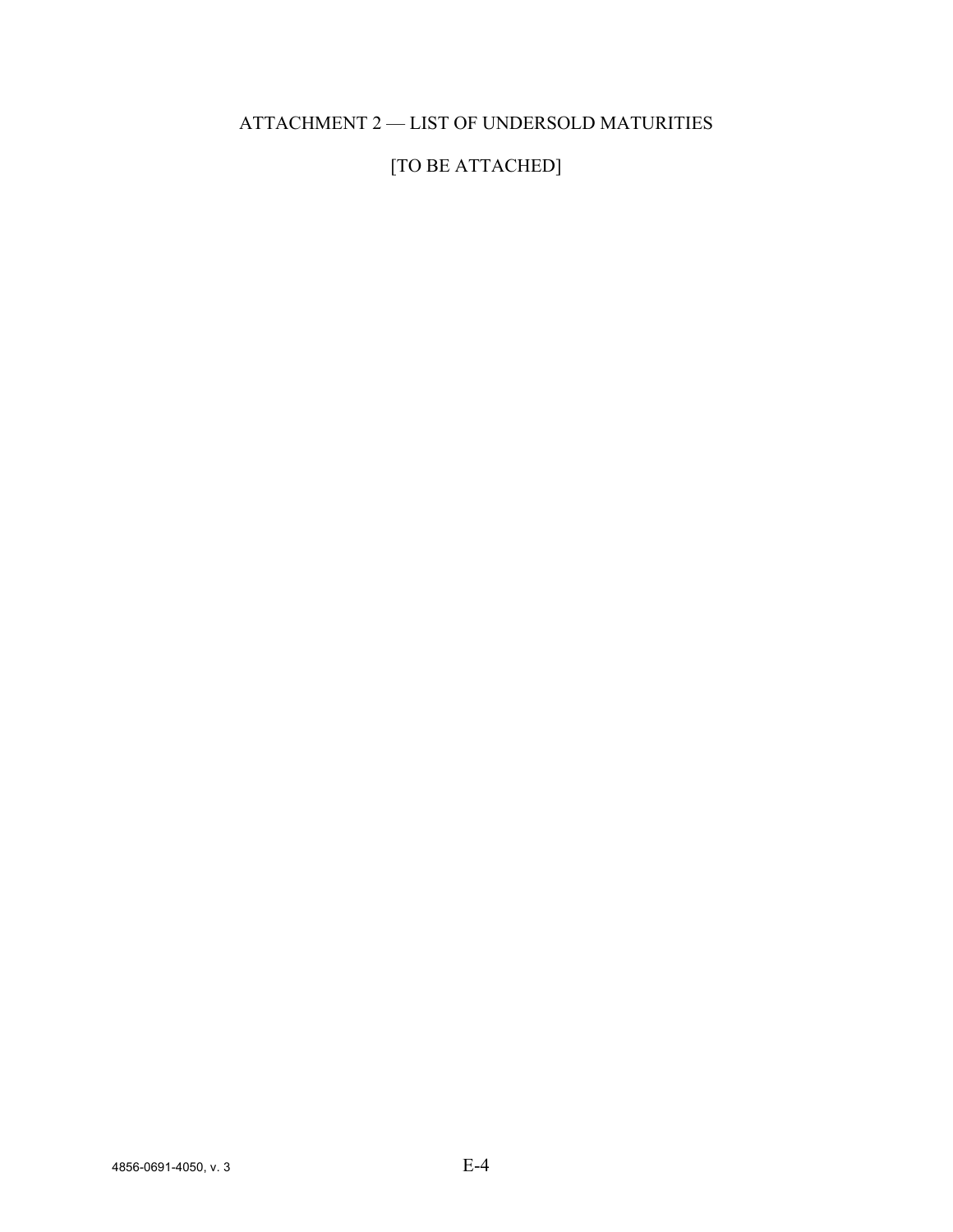# ATTACHMENT 2 — LIST OF UNDERSOLD MATURITIES

[TO BE ATTACHED]